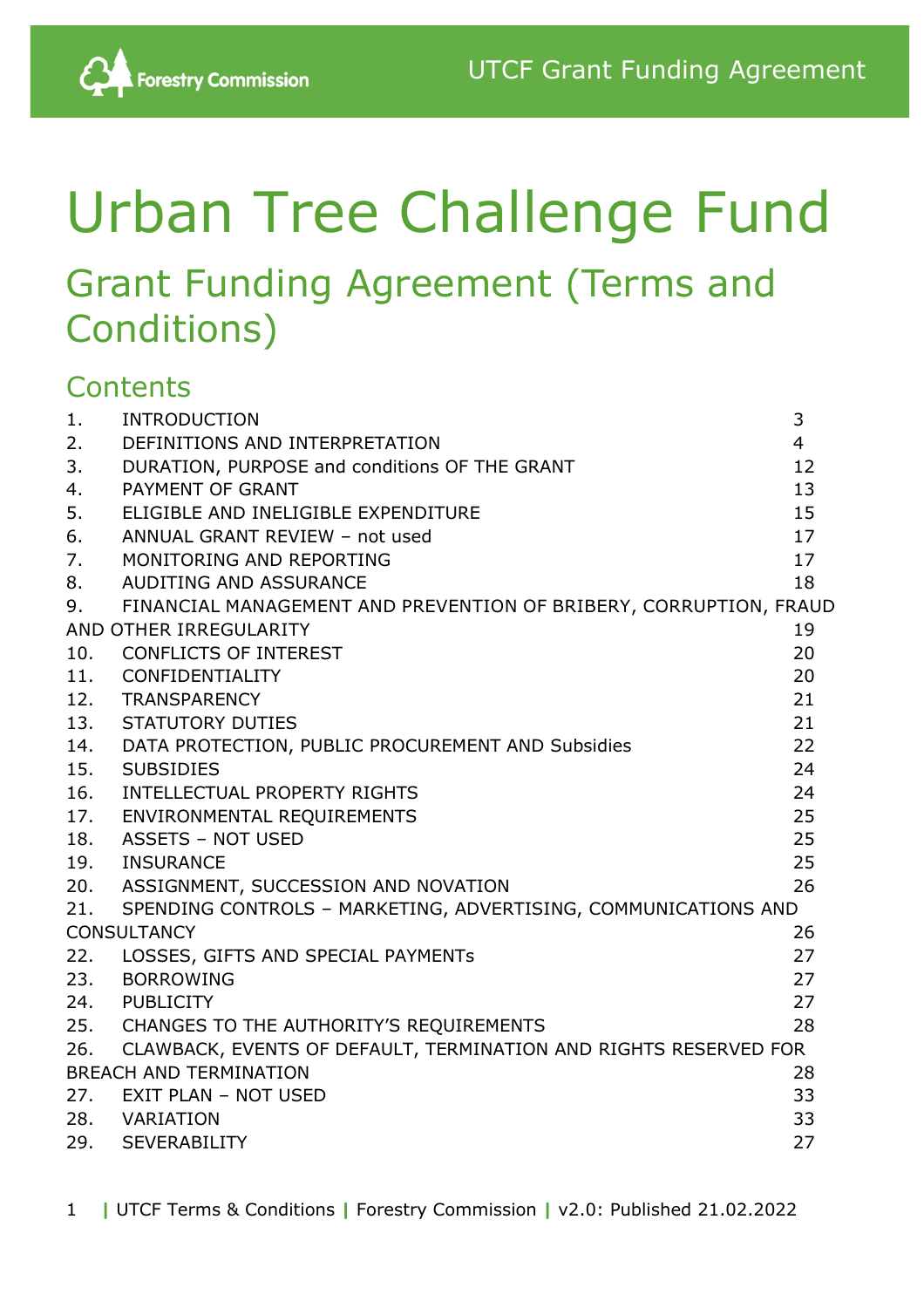# Urban Tree Challenge Fund

## Grant Funding Agreement (Terms and Conditions)

### Contents

| | | |
|---|---|---|
| 1. | INTRODUCTION | 3 |
| 2. | DEFINITIONS AND INTERPRETATION | 4 |
| 3. | DURATION, PURPOSE and conditions OF THE GRANT | 12 |
| 4. | PAYMENT OF GRANT | 13 |
| 5. | ELIGIBLE AND INELIGIBLE EXPENDITURE | 15 |
| 6. | ANNUAL GRANT REVIEW – not used | 17 |
| 7. | MONITORING AND REPORTING | 17 |
| 8. | AUDITING AND ASSURANCE | 18 |
| 9. | FINANCIAL MANAGEMENT AND PREVENTION OF BRIBERY, CORRUPTION, FRAUD AND OTHER IRREGULARITY | 19 |
| 10. | CONFLICTS OF INTEREST | 20 |
| 11. | CONFIDENTIALITY | 20 |
| 12. | TRANSPARENCY | 21 |
| 13. | STATUTORY DUTIES | 21 |
| 14. | DATA PROTECTION, PUBLIC PROCUREMENT AND Subsidies | 22 |
| 15. | SUBSIDIES | 24 |
| 16. | INTELLECTUAL PROPERTY RIGHTS | 24 |
| 17. | ENVIRONMENTAL REQUIREMENTS | 25 |
| 18. | ASSETS – NOT USED | 25 |
| 19. | INSURANCE | 25 |
| 20. | ASSIGNMENT, SUCCESSION AND NOVATION | 26 |
| 21. | SPENDING CONTROLS – MARKETING, ADVERTISING, COMMUNICATIONS AND CONSULTANCY | 26 |
| 22. | LOSSES, GIFTS AND SPECIAL PAYMENTs | 27 |
| 23. | BORROWING | 27 |
| 24. | PUBLICITY | 27 |
| 25. | CHANGES TO THE AUTHORITY'S REQUIREMENTS | 28 |
| 26. | CLAWBACK, EVENTS OF DEFAULT, TERMINATION AND RIGHTS RESERVED FOR BREACH AND TERMINATION | 28 |
| 27. | EXIT PLAN – NOT USED | 33 |
| 28. | VARIATION | 33 |
| 29. | SEVERABILITY | 27 |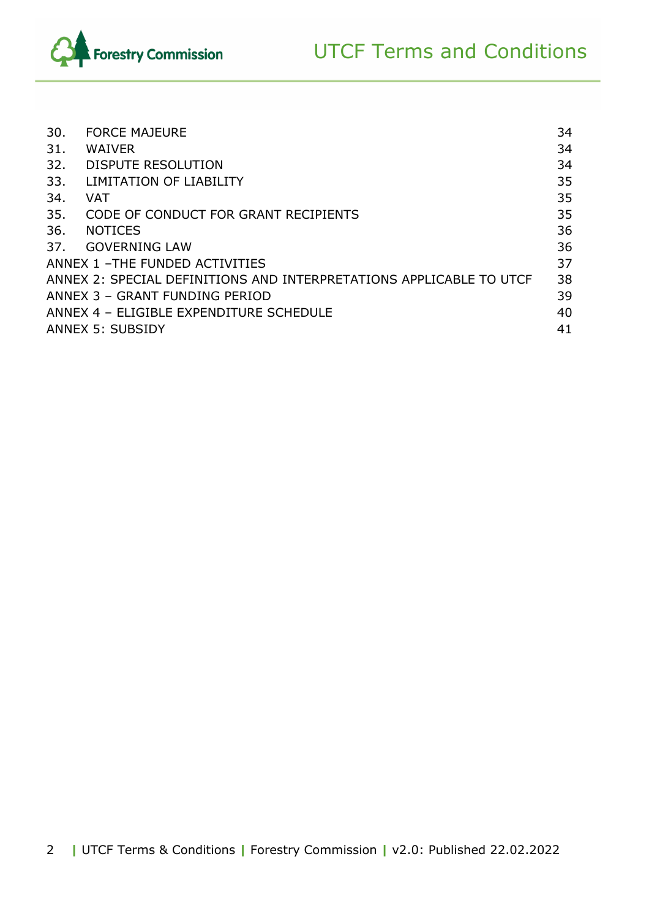| | | |
|---|---|---|
| 30. | FORCE MAJEURE | 34 |
| 31. | WAIVER | 34 |
| 32. | DISPUTE RESOLUTION | 34 |
| 33. | LIMITATION OF LIABILITY | 35 |
| 34. | VAT | 35 |
| 35. | CODE OF CONDUCT FOR GRANT RECIPIENTS | 35 |
| 36. | NOTICES | 36 |
| 37. | GOVERNING LAW | 36 |
| ANNEX 1 –THE FUNDED ACTIVITIES | | 37 |
| ANNEX 2: SPECIAL DEFINITIONS AND INTERPRETATIONS APPLICABLE TO UTCF | | 38 |
| ANNEX 3 – GRANT FUNDING PERIOD | | 39 |
| ANNEX 4 – ELIGIBLE EXPENDITURE SCHEDULE | | 40 |
| ANNEX 5: SUBSIDY | | 41 |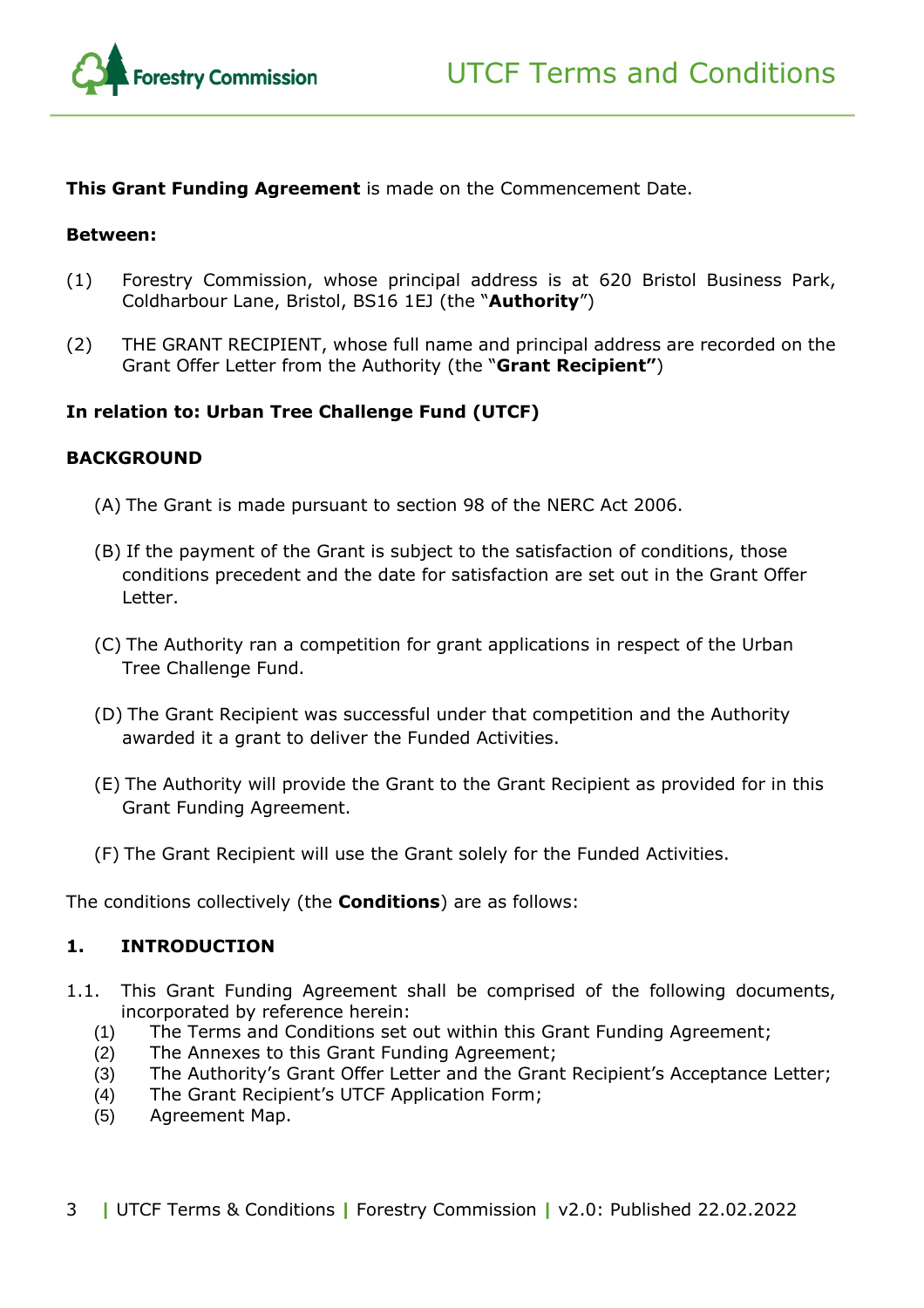**This Grant Funding Agreement** is made on the Commencement Date.

**Between:**

(1) Forestry Commission, whose principal address is at 620 Bristol Business Park, Coldharbour Lane, Bristol, BS16 1EJ (the "**Authority**")

(2) THE GRANT RECIPIENT, whose full name and principal address are recorded on the Grant Offer Letter from the Authority (the "**Grant Recipient"**)

**In relation to: Urban Tree Challenge Fund (UTCF)**

**BACKGROUND**

(A) The Grant is made pursuant to section 98 of the NERC Act 2006.

(B) If the payment of the Grant is subject to the satisfaction of conditions, those conditions precedent and the date for satisfaction are set out in the Grant Offer Letter.

(C) The Authority ran a competition for grant applications in respect of the Urban Tree Challenge Fund.

(D) The Grant Recipient was successful under that competition and the Authority awarded it a grant to deliver the Funded Activities.

(E) The Authority will provide the Grant to the Grant Recipient as provided for in this Grant Funding Agreement.

(F) The Grant Recipient will use the Grant solely for the Funded Activities.

The conditions collectively (the **Conditions**) are as follows:

## 1. INTRODUCTION

1.1. This Grant Funding Agreement shall be comprised of the following documents, incorporated by reference herein:

(1) The Terms and Conditions set out within this Grant Funding Agreement;
(2) The Annexes to this Grant Funding Agreement;
(3) The Authority's Grant Offer Letter and the Grant Recipient's Acceptance Letter;
(4) The Grant Recipient's UTCF Application Form;
(5) Agreement Map.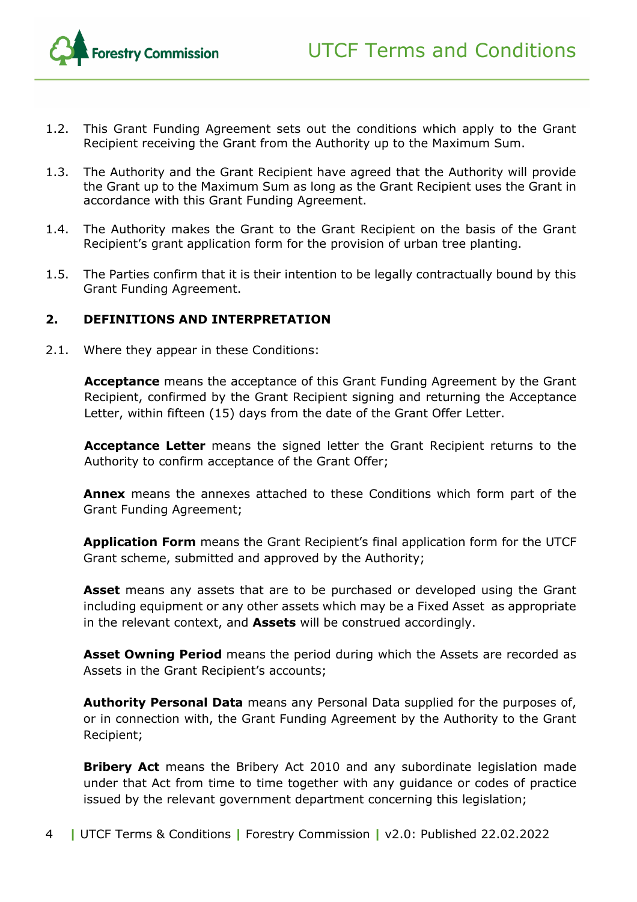1.2. This Grant Funding Agreement sets out the conditions which apply to the Grant Recipient receiving the Grant from the Authority up to the Maximum Sum.

1.3. The Authority and the Grant Recipient have agreed that the Authority will provide the Grant up to the Maximum Sum as long as the Grant Recipient uses the Grant in accordance with this Grant Funding Agreement.

1.4. The Authority makes the Grant to the Grant Recipient on the basis of the Grant Recipient's grant application form for the provision of urban tree planting.

1.5. The Parties confirm that it is their intention to be legally contractually bound by this Grant Funding Agreement.

## 2. DEFINITIONS AND INTERPRETATION

2.1. Where they appear in these Conditions:

**Acceptance** means the acceptance of this Grant Funding Agreement by the Grant Recipient, confirmed by the Grant Recipient signing and returning the Acceptance Letter, within fifteen (15) days from the date of the Grant Offer Letter.

**Acceptance Letter** means the signed letter the Grant Recipient returns to the Authority to confirm acceptance of the Grant Offer;

**Annex** means the annexes attached to these Conditions which form part of the Grant Funding Agreement;

**Application Form** means the Grant Recipient's final application form for the UTCF Grant scheme, submitted and approved by the Authority;

**Asset** means any assets that are to be purchased or developed using the Grant including equipment or any other assets which may be a Fixed Asset as appropriate in the relevant context, and **Assets** will be construed accordingly.

**Asset Owning Period** means the period during which the Assets are recorded as Assets in the Grant Recipient's accounts;

**Authority Personal Data** means any Personal Data supplied for the purposes of, or in connection with, the Grant Funding Agreement by the Authority to the Grant Recipient;

**Bribery Act** means the Bribery Act 2010 and any subordinate legislation made under that Act from time to time together with any guidance or codes of practice issued by the relevant government department concerning this legislation;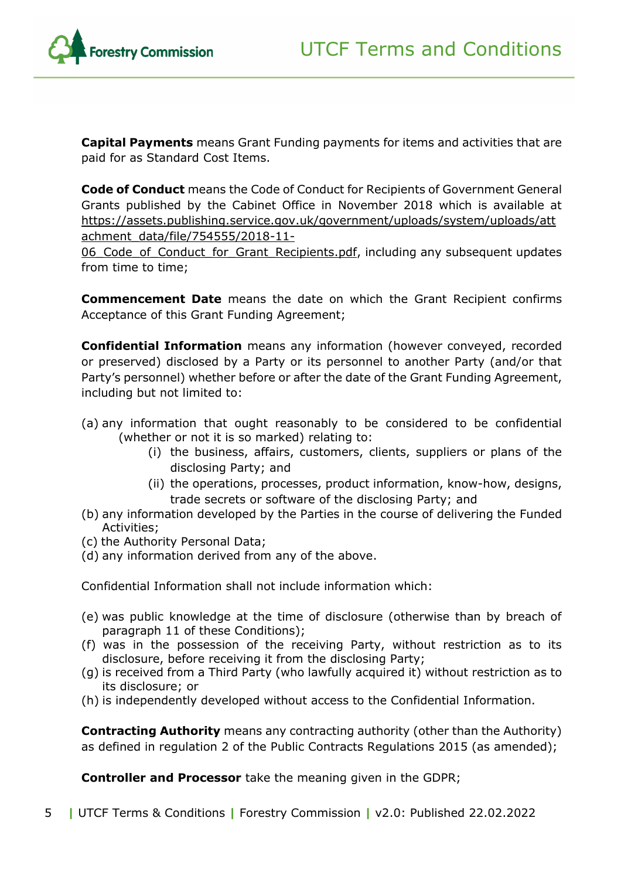**Capital Payments** means Grant Funding payments for items and activities that are paid for as Standard Cost Items.

**Code of Conduct** means the Code of Conduct for Recipients of Government General Grants published by the Cabinet Office in November 2018 which is available at https://assets.publishing.service.gov.uk/government/uploads/system/uploads/attachment_data/file/754555/2018-11-06_Code_of_Conduct_for_Grant_Recipients.pdf, including any subsequent updates from time to time;

**Commencement Date** means the date on which the Grant Recipient confirms Acceptance of this Grant Funding Agreement;

**Confidential Information** means any information (however conveyed, recorded or preserved) disclosed by a Party or its personnel to another Party (and/or that Party's personnel) whether before or after the date of the Grant Funding Agreement, including but not limited to:

(a) any information that ought reasonably to be considered to be confidential (whether or not it is so marked) relating to:
   - (i) the business, affairs, customers, clients, suppliers or plans of the disclosing Party; and
   - (ii) the operations, processes, product information, know-how, designs, trade secrets or software of the disclosing Party; and

(b) any information developed by the Parties in the course of delivering the Funded Activities;
(c) the Authority Personal Data;
(d) any information derived from any of the above.

Confidential Information shall not include information which:

(e) was public knowledge at the time of disclosure (otherwise than by breach of paragraph 11 of these Conditions);
(f) was in the possession of the receiving Party, without restriction as to its disclosure, before receiving it from the disclosing Party;
(g) is received from a Third Party (who lawfully acquired it) without restriction as to its disclosure; or
(h) is independently developed without access to the Confidential Information.

**Contracting Authority** means any contracting authority (other than the Authority) as defined in regulation 2 of the Public Contracts Regulations 2015 (as amended);

**Controller and Processor** take the meaning given in the GDPR;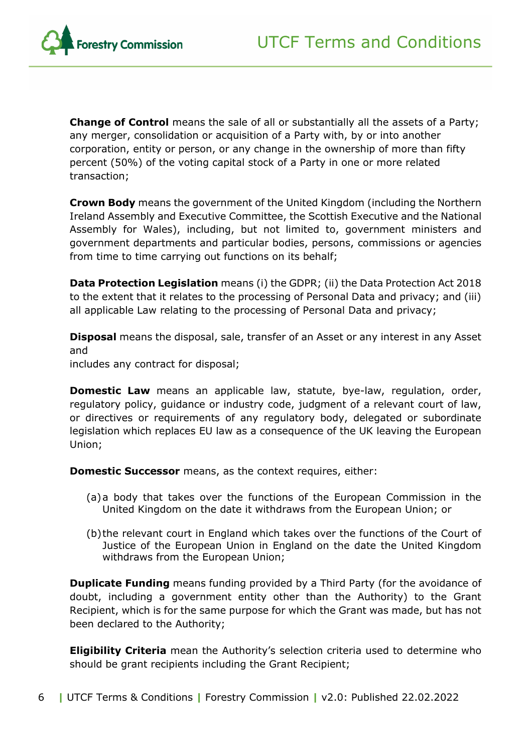**Change of Control** means the sale of all or substantially all the assets of a Party; any merger, consolidation or acquisition of a Party with, by or into another corporation, entity or person, or any change in the ownership of more than fifty percent (50%) of the voting capital stock of a Party in one or more related transaction;

**Crown Body** means the government of the United Kingdom (including the Northern Ireland Assembly and Executive Committee, the Scottish Executive and the National Assembly for Wales), including, but not limited to, government ministers and government departments and particular bodies, persons, commissions or agencies from time to time carrying out functions on its behalf;

**Data Protection Legislation** means (i) the GDPR; (ii) the Data Protection Act 2018 to the extent that it relates to the processing of Personal Data and privacy; and (iii) all applicable Law relating to the processing of Personal Data and privacy;

**Disposal** means the disposal, sale, transfer of an Asset or any interest in any Asset and
includes any contract for disposal;

**Domestic Law** means an applicable law, statute, bye-law, regulation, order, regulatory policy, guidance or industry code, judgment of a relevant court of law, or directives or requirements of any regulatory body, delegated or subordinate legislation which replaces EU law as a consequence of the UK leaving the European Union;

**Domestic Successor** means, as the context requires, either:

(a) a body that takes over the functions of the European Commission in the United Kingdom on the date it withdraws from the European Union; or

(b) the relevant court in England which takes over the functions of the Court of Justice of the European Union in England on the date the United Kingdom withdraws from the European Union;

**Duplicate Funding** means funding provided by a Third Party (for the avoidance of doubt, including a government entity other than the Authority) to the Grant Recipient, which is for the same purpose for which the Grant was made, but has not been declared to the Authority;

**Eligibility Criteria** mean the Authority's selection criteria used to determine who should be grant recipients including the Grant Recipient;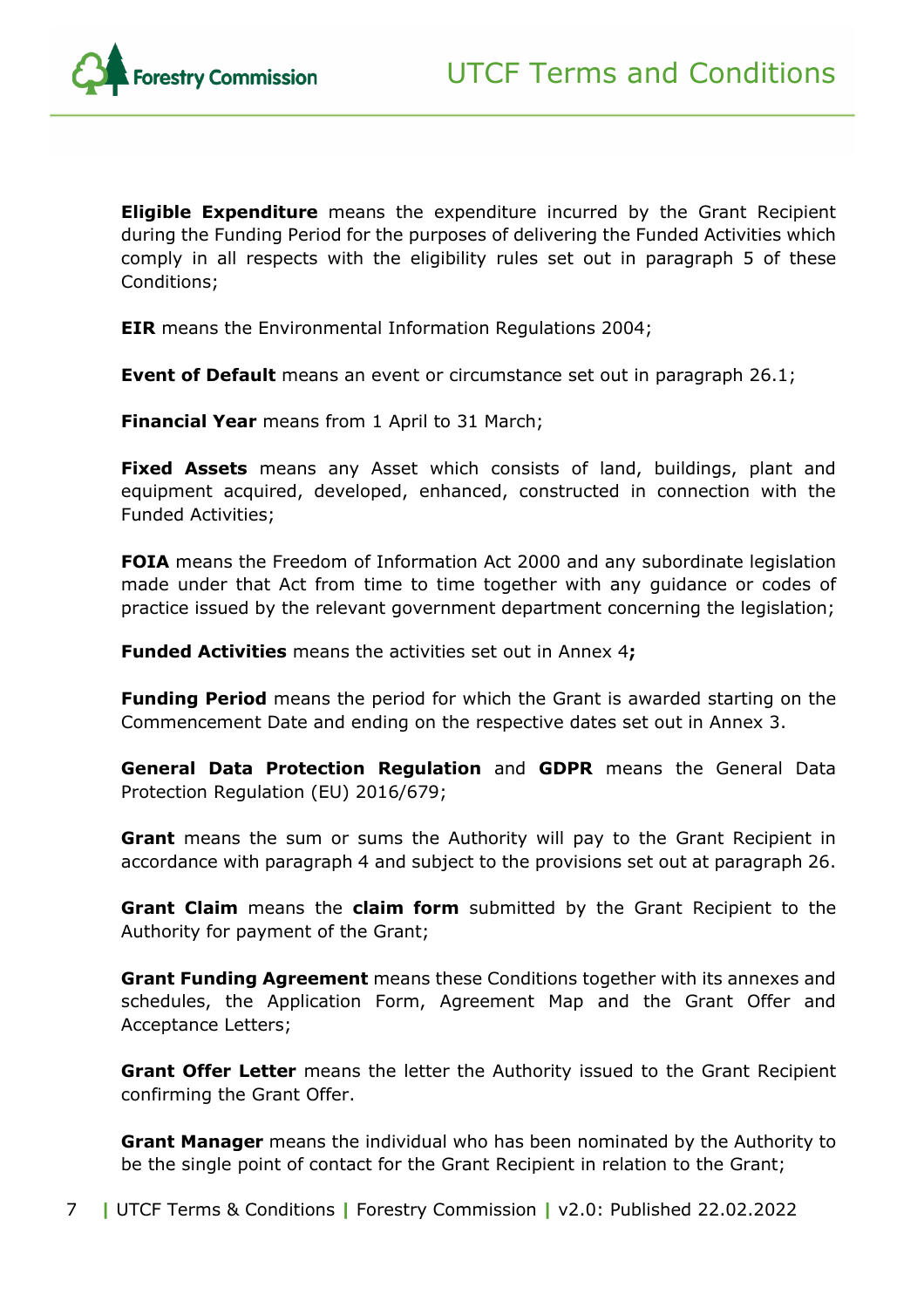**Eligible Expenditure** means the expenditure incurred by the Grant Recipient during the Funding Period for the purposes of delivering the Funded Activities which comply in all respects with the eligibility rules set out in paragraph 5 of these Conditions;

**EIR** means the Environmental Information Regulations 2004;

**Event of Default** means an event or circumstance set out in paragraph 26.1;

**Financial Year** means from 1 April to 31 March;

**Fixed Assets** means any Asset which consists of land, buildings, plant and equipment acquired, developed, enhanced, constructed in connection with the Funded Activities;

**FOIA** means the Freedom of Information Act 2000 and any subordinate legislation made under that Act from time to time together with any guidance or codes of practice issued by the relevant government department concerning the legislation;

**Funded Activities** means the activities set out in Annex 4**;**

**Funding Period** means the period for which the Grant is awarded starting on the Commencement Date and ending on the respective dates set out in Annex 3.

**General Data Protection Regulation** and **GDPR** means the General Data Protection Regulation (EU) 2016/679;

**Grant** means the sum or sums the Authority will pay to the Grant Recipient in accordance with paragraph 4 and subject to the provisions set out at paragraph 26.

**Grant Claim** means the **claim form** submitted by the Grant Recipient to the Authority for payment of the Grant;

**Grant Funding Agreement** means these Conditions together with its annexes and schedules, the Application Form, Agreement Map and the Grant Offer and Acceptance Letters;

**Grant Offer Letter** means the letter the Authority issued to the Grant Recipient confirming the Grant Offer.

**Grant Manager** means the individual who has been nominated by the Authority to be the single point of contact for the Grant Recipient in relation to the Grant;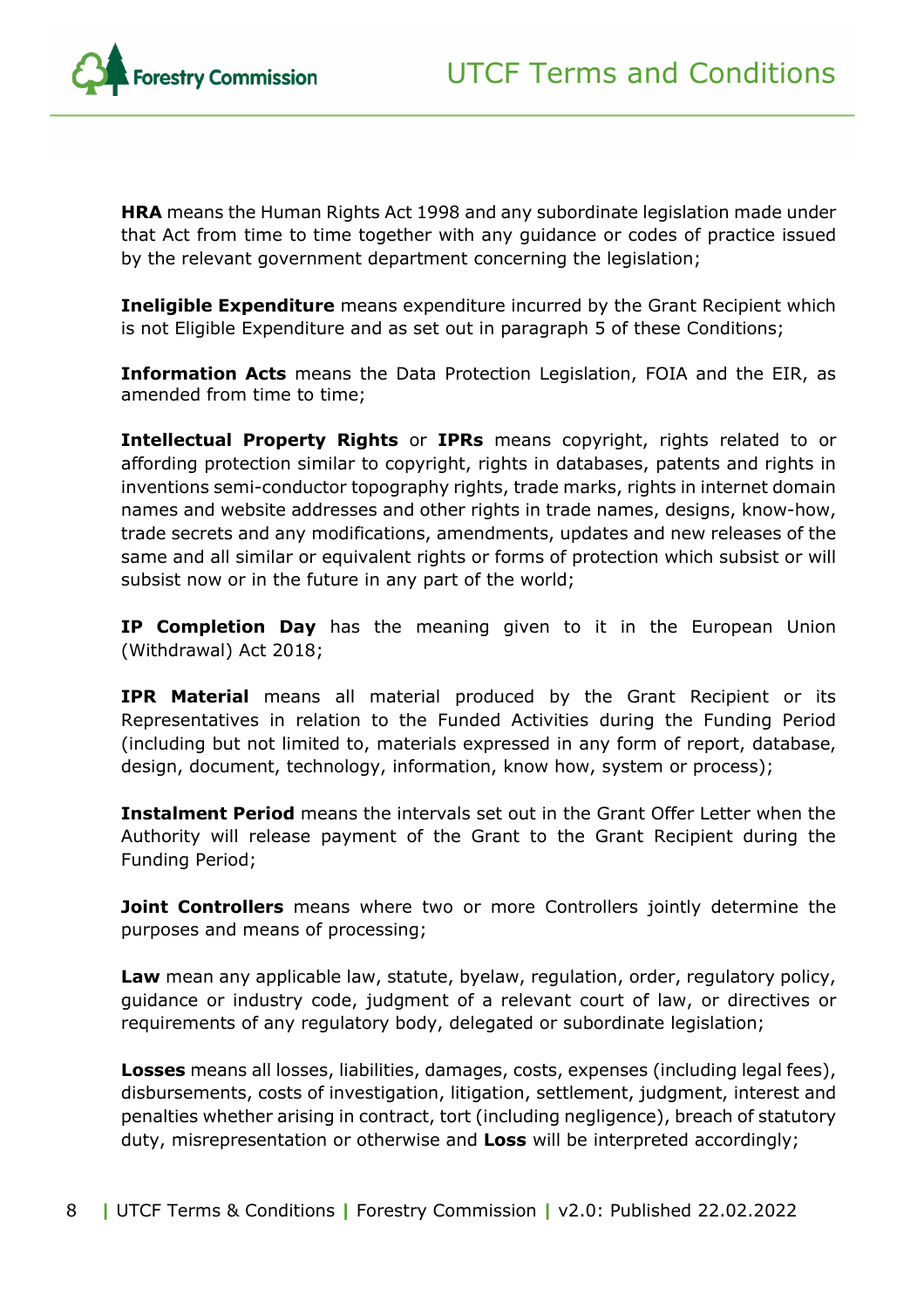**HRA** means the Human Rights Act 1998 and any subordinate legislation made under that Act from time to time together with any guidance or codes of practice issued by the relevant government department concerning the legislation;

**Ineligible Expenditure** means expenditure incurred by the Grant Recipient which is not Eligible Expenditure and as set out in paragraph 5 of these Conditions;

**Information Acts** means the Data Protection Legislation, FOIA and the EIR, as amended from time to time;

**Intellectual Property Rights** or **IPRs** means copyright, rights related to or affording protection similar to copyright, rights in databases, patents and rights in inventions semi-conductor topography rights, trade marks, rights in internet domain names and website addresses and other rights in trade names, designs, know-how, trade secrets and any modifications, amendments, updates and new releases of the same and all similar or equivalent rights or forms of protection which subsist or will subsist now or in the future in any part of the world;

**IP Completion Day** has the meaning given to it in the European Union (Withdrawal) Act 2018;

**IPR Material** means all material produced by the Grant Recipient or its Representatives in relation to the Funded Activities during the Funding Period (including but not limited to, materials expressed in any form of report, database, design, document, technology, information, know how, system or process);

**Instalment Period** means the intervals set out in the Grant Offer Letter when the Authority will release payment of the Grant to the Grant Recipient during the Funding Period;

**Joint Controllers** means where two or more Controllers jointly determine the purposes and means of processing;

**Law** mean any applicable law, statute, byelaw, regulation, order, regulatory policy, guidance or industry code, judgment of a relevant court of law, or directives or requirements of any regulatory body, delegated or subordinate legislation;

**Losses** means all losses, liabilities, damages, costs, expenses (including legal fees), disbursements, costs of investigation, litigation, settlement, judgment, interest and penalties whether arising in contract, tort (including negligence), breach of statutory duty, misrepresentation or otherwise and **Loss** will be interpreted accordingly;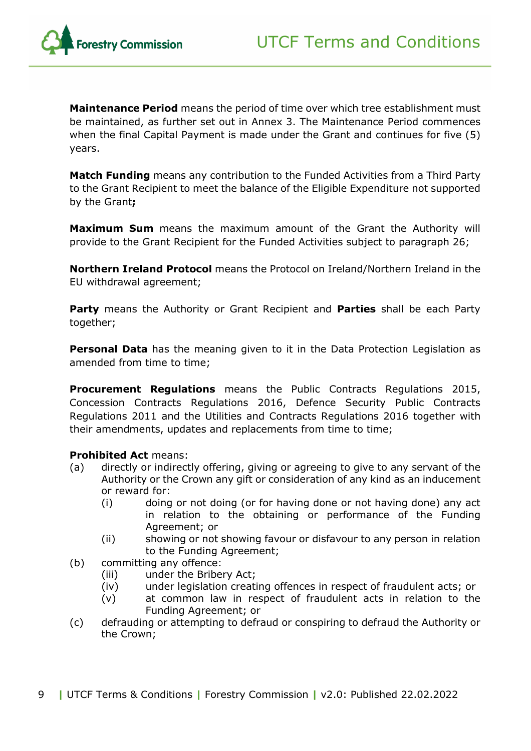**Maintenance Period** means the period of time over which tree establishment must be maintained, as further set out in Annex 3. The Maintenance Period commences when the final Capital Payment is made under the Grant and continues for five (5) years.

**Match Funding** means any contribution to the Funded Activities from a Third Party to the Grant Recipient to meet the balance of the Eligible Expenditure not supported by the Grant**;**

**Maximum Sum** means the maximum amount of the Grant the Authority will provide to the Grant Recipient for the Funded Activities subject to paragraph 26;

**Northern Ireland Protocol** means the Protocol on Ireland/Northern Ireland in the EU withdrawal agreement;

**Party** means the Authority or Grant Recipient and **Parties** shall be each Party together;

**Personal Data** has the meaning given to it in the Data Protection Legislation as amended from time to time;

**Procurement Regulations** means the Public Contracts Regulations 2015, Concession Contracts Regulations 2016, Defence Security Public Contracts Regulations 2011 and the Utilities and Contracts Regulations 2016 together with their amendments, updates and replacements from time to time;

**Prohibited Act** means:

(a) directly or indirectly offering, giving or agreeing to give to any servant of the Authority or the Crown any gift or consideration of any kind as an inducement or reward for:
   - (i) doing or not doing (or for having done or not having done) any act in relation to the obtaining or performance of the Funding Agreement; or
   - (ii) showing or not showing favour or disfavour to any person in relation to the Funding Agreement;

(b) committing any offence:
   - (iii) under the Bribery Act;
   - (iv) under legislation creating offences in respect of fraudulent acts; or
   - (v) at common law in respect of fraudulent acts in relation to the Funding Agreement; or

(c) defrauding or attempting to defraud or conspiring to defraud the Authority or the Crown;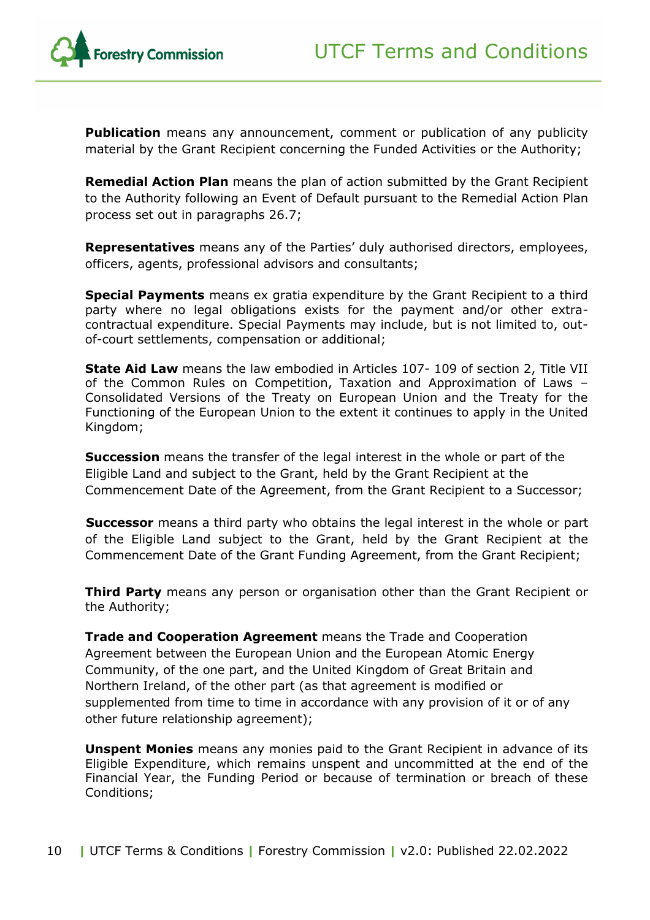**Publication** means any announcement, comment or publication of any publicity material by the Grant Recipient concerning the Funded Activities or the Authority;

**Remedial Action Plan** means the plan of action submitted by the Grant Recipient to the Authority following an Event of Default pursuant to the Remedial Action Plan process set out in paragraphs 26.7;

**Representatives** means any of the Parties' duly authorised directors, employees, officers, agents, professional advisors and consultants;

**Special Payments** means ex gratia expenditure by the Grant Recipient to a third party where no legal obligations exists for the payment and/or other extra-contractual expenditure. Special Payments may include, but is not limited to, out-of-court settlements, compensation or additional;

**State Aid Law** means the law embodied in Articles 107- 109 of section 2, Title VII of the Common Rules on Competition, Taxation and Approximation of Laws – Consolidated Versions of the Treaty on European Union and the Treaty for the Functioning of the European Union to the extent it continues to apply in the United Kingdom;

**Succession** means the transfer of the legal interest in the whole or part of the Eligible Land and subject to the Grant, held by the Grant Recipient at the Commencement Date of the Agreement, from the Grant Recipient to a Successor;

**Successor** means a third party who obtains the legal interest in the whole or part of the Eligible Land subject to the Grant, held by the Grant Recipient at the Commencement Date of the Grant Funding Agreement, from the Grant Recipient;

**Third Party** means any person or organisation other than the Grant Recipient or the Authority;

**Trade and Cooperation Agreement** means the Trade and Cooperation Agreement between the European Union and the European Atomic Energy Community, of the one part, and the United Kingdom of Great Britain and Northern Ireland, of the other part (as that agreement is modified or supplemented from time to time in accordance with any provision of it or of any other future relationship agreement);

**Unspent Monies** means any monies paid to the Grant Recipient in advance of its Eligible Expenditure, which remains unspent and uncommitted at the end of the Financial Year, the Funding Period or because of termination or breach of these Conditions;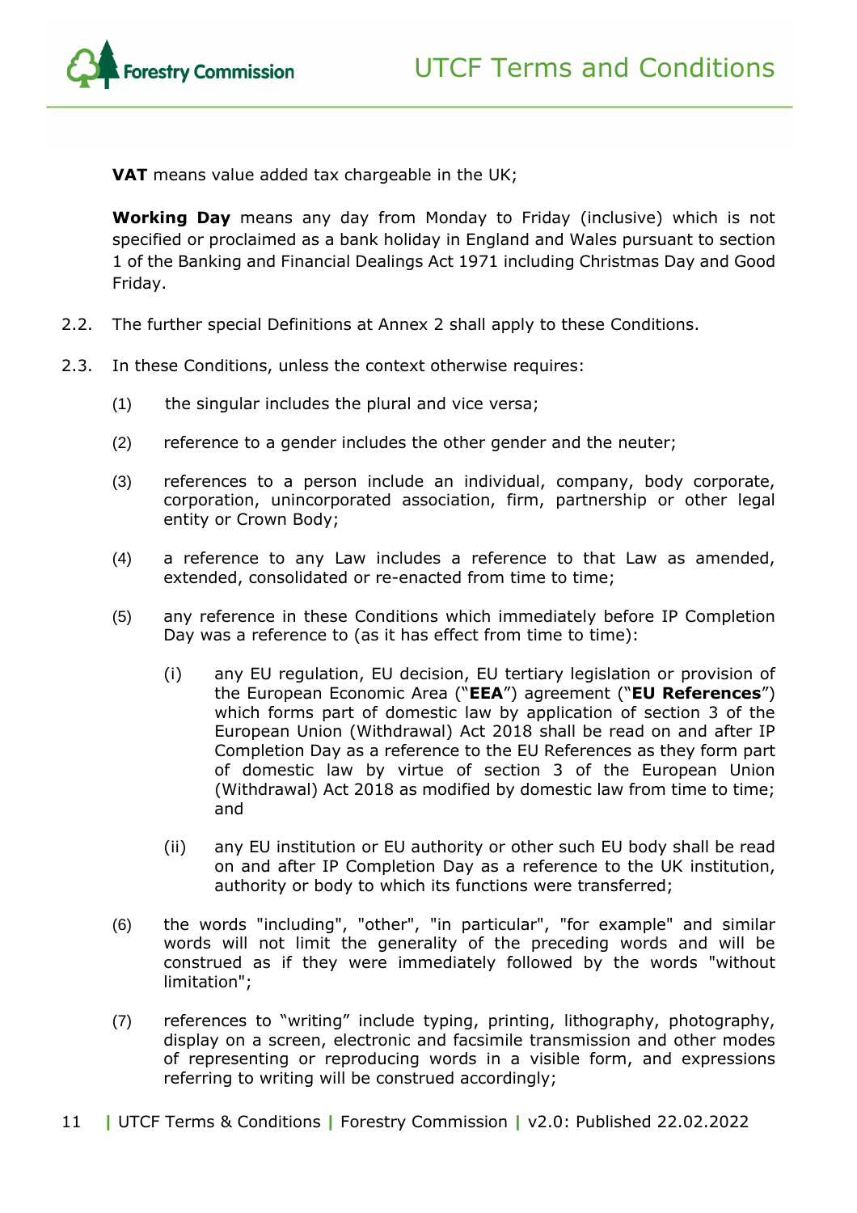**VAT** means value added tax chargeable in the UK;

**Working Day** means any day from Monday to Friday (inclusive) which is not specified or proclaimed as a bank holiday in England and Wales pursuant to section 1 of the Banking and Financial Dealings Act 1971 including Christmas Day and Good Friday.

2.2. The further special Definitions at Annex 2 shall apply to these Conditions.

2.3. In these Conditions, unless the context otherwise requires:

(1) the singular includes the plural and vice versa;

(2) reference to a gender includes the other gender and the neuter;

(3) references to a person include an individual, company, body corporate, corporation, unincorporated association, firm, partnership or other legal entity or Crown Body;

(4) a reference to any Law includes a reference to that Law as amended, extended, consolidated or re-enacted from time to time;

(5) any reference in these Conditions which immediately before IP Completion Day was a reference to (as it has effect from time to time):

(i) any EU regulation, EU decision, EU tertiary legislation or provision of the European Economic Area ("**EEA**") agreement ("**EU References**") which forms part of domestic law by application of section 3 of the European Union (Withdrawal) Act 2018 shall be read on and after IP Completion Day as a reference to the EU References as they form part of domestic law by virtue of section 3 of the European Union (Withdrawal) Act 2018 as modified by domestic law from time to time; and

(ii) any EU institution or EU authority or other such EU body shall be read on and after IP Completion Day as a reference to the UK institution, authority or body to which its functions were transferred;

(6) the words "including", "other", "in particular", "for example" and similar words will not limit the generality of the preceding words and will be construed as if they were immediately followed by the words "without limitation";

(7) references to "writing" include typing, printing, lithography, photography, display on a screen, electronic and facsimile transmission and other modes of representing or reproducing words in a visible form, and expressions referring to writing will be construed accordingly;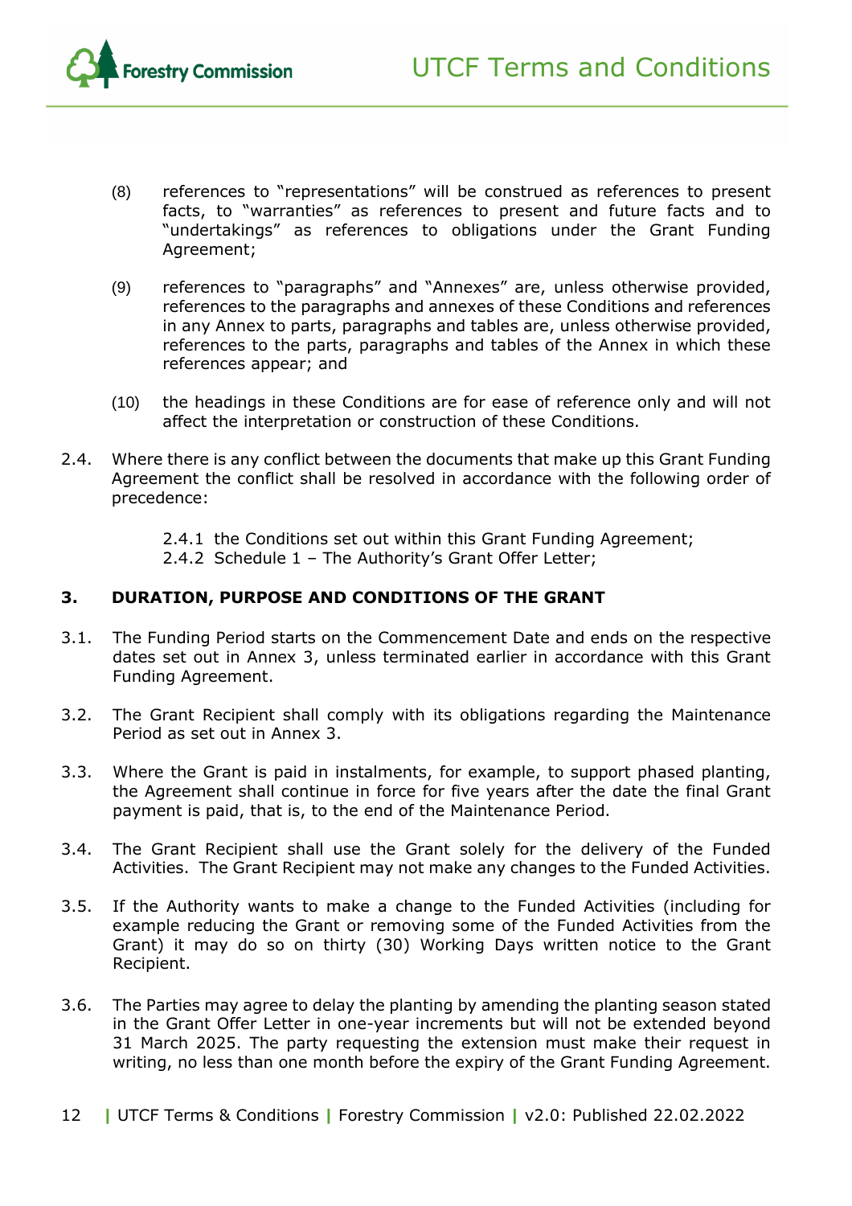(8) references to "representations" will be construed as references to present facts, to "warranties" as references to present and future facts and to "undertakings" as references to obligations under the Grant Funding Agreement;

(9) references to "paragraphs" and "Annexes" are, unless otherwise provided, references to the paragraphs and annexes of these Conditions and references in any Annex to parts, paragraphs and tables are, unless otherwise provided, references to the parts, paragraphs and tables of the Annex in which these references appear; and

(10) the headings in these Conditions are for ease of reference only and will not affect the interpretation or construction of these Conditions.

2.4. Where there is any conflict between the documents that make up this Grant Funding Agreement the conflict shall be resolved in accordance with the following order of precedence:

2.4.1 the Conditions set out within this Grant Funding Agreement;
2.4.2 Schedule 1 – The Authority's Grant Offer Letter;

## 3. DURATION, PURPOSE AND CONDITIONS OF THE GRANT

3.1. The Funding Period starts on the Commencement Date and ends on the respective dates set out in Annex 3, unless terminated earlier in accordance with this Grant Funding Agreement.

3.2. The Grant Recipient shall comply with its obligations regarding the Maintenance Period as set out in Annex 3.

3.3. Where the Grant is paid in instalments, for example, to support phased planting, the Agreement shall continue in force for five years after the date the final Grant payment is paid, that is, to the end of the Maintenance Period.

3.4. The Grant Recipient shall use the Grant solely for the delivery of the Funded Activities. The Grant Recipient may not make any changes to the Funded Activities.

3.5. If the Authority wants to make a change to the Funded Activities (including for example reducing the Grant or removing some of the Funded Activities from the Grant) it may do so on thirty (30) Working Days written notice to the Grant Recipient.

3.6. The Parties may agree to delay the planting by amending the planting season stated in the Grant Offer Letter in one-year increments but will not be extended beyond 31 March 2025. The party requesting the extension must make their request in writing, no less than one month before the expiry of the Grant Funding Agreement.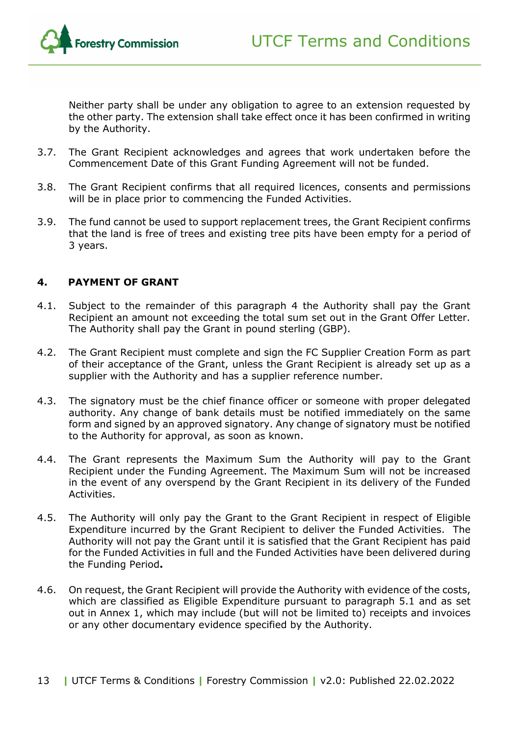Neither party shall be under any obligation to agree to an extension requested by the other party. The extension shall take effect once it has been confirmed in writing by the Authority.

3.7. The Grant Recipient acknowledges and agrees that work undertaken before the Commencement Date of this Grant Funding Agreement will not be funded.

3.8. The Grant Recipient confirms that all required licences, consents and permissions will be in place prior to commencing the Funded Activities.

3.9. The fund cannot be used to support replacement trees, the Grant Recipient confirms that the land is free of trees and existing tree pits have been empty for a period of 3 years.

## 4. PAYMENT OF GRANT

4.1. Subject to the remainder of this paragraph 4 the Authority shall pay the Grant Recipient an amount not exceeding the total sum set out in the Grant Offer Letter. The Authority shall pay the Grant in pound sterling (GBP).

4.2. The Grant Recipient must complete and sign the FC Supplier Creation Form as part of their acceptance of the Grant, unless the Grant Recipient is already set up as a supplier with the Authority and has a supplier reference number.

4.3. The signatory must be the chief finance officer or someone with proper delegated authority. Any change of bank details must be notified immediately on the same form and signed by an approved signatory. Any change of signatory must be notified to the Authority for approval, as soon as known.

4.4. The Grant represents the Maximum Sum the Authority will pay to the Grant Recipient under the Funding Agreement. The Maximum Sum will not be increased in the event of any overspend by the Grant Recipient in its delivery of the Funded Activities.

4.5. The Authority will only pay the Grant to the Grant Recipient in respect of Eligible Expenditure incurred by the Grant Recipient to deliver the Funded Activities. The Authority will not pay the Grant until it is satisfied that the Grant Recipient has paid for the Funded Activities in full and the Funded Activities have been delivered during the Funding Period.

4.6. On request, the Grant Recipient will provide the Authority with evidence of the costs, which are classified as Eligible Expenditure pursuant to paragraph 5.1 and as set out in Annex 1, which may include (but will not be limited to) receipts and invoices or any other documentary evidence specified by the Authority.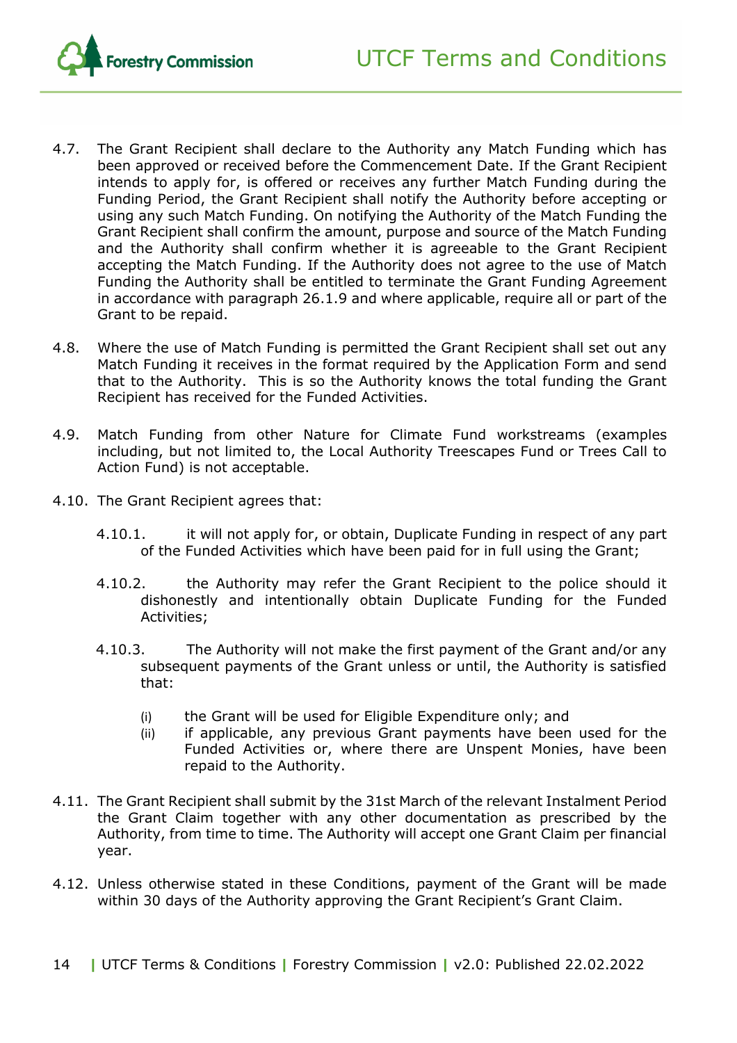4.7. The Grant Recipient shall declare to the Authority any Match Funding which has been approved or received before the Commencement Date. If the Grant Recipient intends to apply for, is offered or receives any further Match Funding during the Funding Period, the Grant Recipient shall notify the Authority before accepting or using any such Match Funding. On notifying the Authority of the Match Funding the Grant Recipient shall confirm the amount, purpose and source of the Match Funding and the Authority shall confirm whether it is agreeable to the Grant Recipient accepting the Match Funding. If the Authority does not agree to the use of Match Funding the Authority shall be entitled to terminate the Grant Funding Agreement in accordance with paragraph 26.1.9 and where applicable, require all or part of the Grant to be repaid.

4.8. Where the use of Match Funding is permitted the Grant Recipient shall set out any Match Funding it receives in the format required by the Application Form and send that to the Authority. This is so the Authority knows the total funding the Grant Recipient has received for the Funded Activities.

4.9. Match Funding from other Nature for Climate Fund workstreams (examples including, but not limited to, the Local Authority Treescapes Fund or Trees Call to Action Fund) is not acceptable.

4.10. The Grant Recipient agrees that:

4.10.1. it will not apply for, or obtain, Duplicate Funding in respect of any part of the Funded Activities which have been paid for in full using the Grant;

4.10.2. the Authority may refer the Grant Recipient to the police should it dishonestly and intentionally obtain Duplicate Funding for the Funded Activities;

4.10.3. The Authority will not make the first payment of the Grant and/or any subsequent payments of the Grant unless or until, the Authority is satisfied that:

(i) the Grant will be used for Eligible Expenditure only; and
(ii) if applicable, any previous Grant payments have been used for the Funded Activities or, where there are Unspent Monies, have been repaid to the Authority.

4.11. The Grant Recipient shall submit by the 31st March of the relevant Instalment Period the Grant Claim together with any other documentation as prescribed by the Authority, from time to time. The Authority will accept one Grant Claim per financial year.

4.12. Unless otherwise stated in these Conditions, payment of the Grant will be made within 30 days of the Authority approving the Grant Recipient's Grant Claim.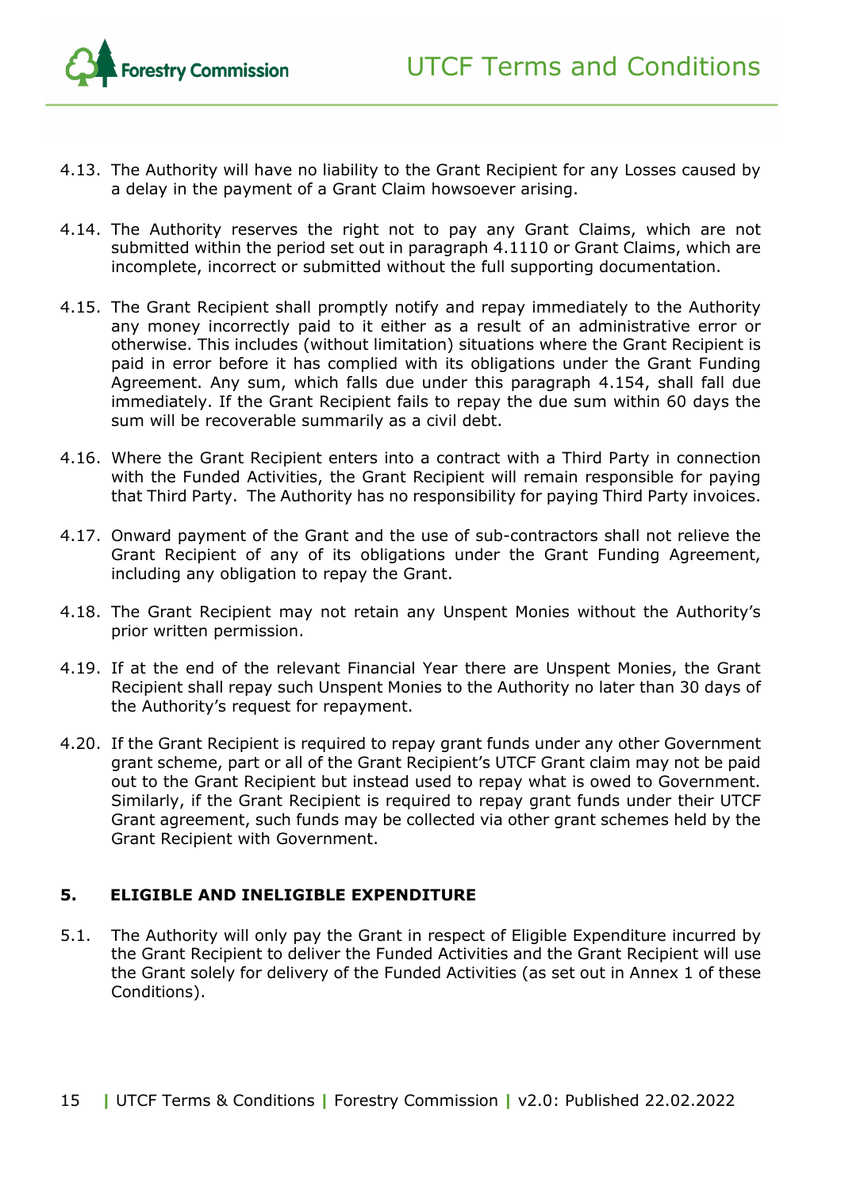4.13. The Authority will have no liability to the Grant Recipient for any Losses caused by a delay in the payment of a Grant Claim howsoever arising.

4.14. The Authority reserves the right not to pay any Grant Claims, which are not submitted within the period set out in paragraph 4.1110 or Grant Claims, which are incomplete, incorrect or submitted without the full supporting documentation.

4.15. The Grant Recipient shall promptly notify and repay immediately to the Authority any money incorrectly paid to it either as a result of an administrative error or otherwise. This includes (without limitation) situations where the Grant Recipient is paid in error before it has complied with its obligations under the Grant Funding Agreement. Any sum, which falls due under this paragraph 4.154, shall fall due immediately. If the Grant Recipient fails to repay the due sum within 60 days the sum will be recoverable summarily as a civil debt.

4.16. Where the Grant Recipient enters into a contract with a Third Party in connection with the Funded Activities, the Grant Recipient will remain responsible for paying that Third Party. The Authority has no responsibility for paying Third Party invoices.

4.17. Onward payment of the Grant and the use of sub-contractors shall not relieve the Grant Recipient of any of its obligations under the Grant Funding Agreement, including any obligation to repay the Grant.

4.18. The Grant Recipient may not retain any Unspent Monies without the Authority's prior written permission.

4.19. If at the end of the relevant Financial Year there are Unspent Monies, the Grant Recipient shall repay such Unspent Monies to the Authority no later than 30 days of the Authority's request for repayment.

4.20. If the Grant Recipient is required to repay grant funds under any other Government grant scheme, part or all of the Grant Recipient's UTCF Grant claim may not be paid out to the Grant Recipient but instead used to repay what is owed to Government. Similarly, if the Grant Recipient is required to repay grant funds under their UTCF Grant agreement, such funds may be collected via other grant schemes held by the Grant Recipient with Government.

## 5. ELIGIBLE AND INELIGIBLE EXPENDITURE

5.1. The Authority will only pay the Grant in respect of Eligible Expenditure incurred by the Grant Recipient to deliver the Funded Activities and the Grant Recipient will use the Grant solely for delivery of the Funded Activities (as set out in Annex 1 of these Conditions).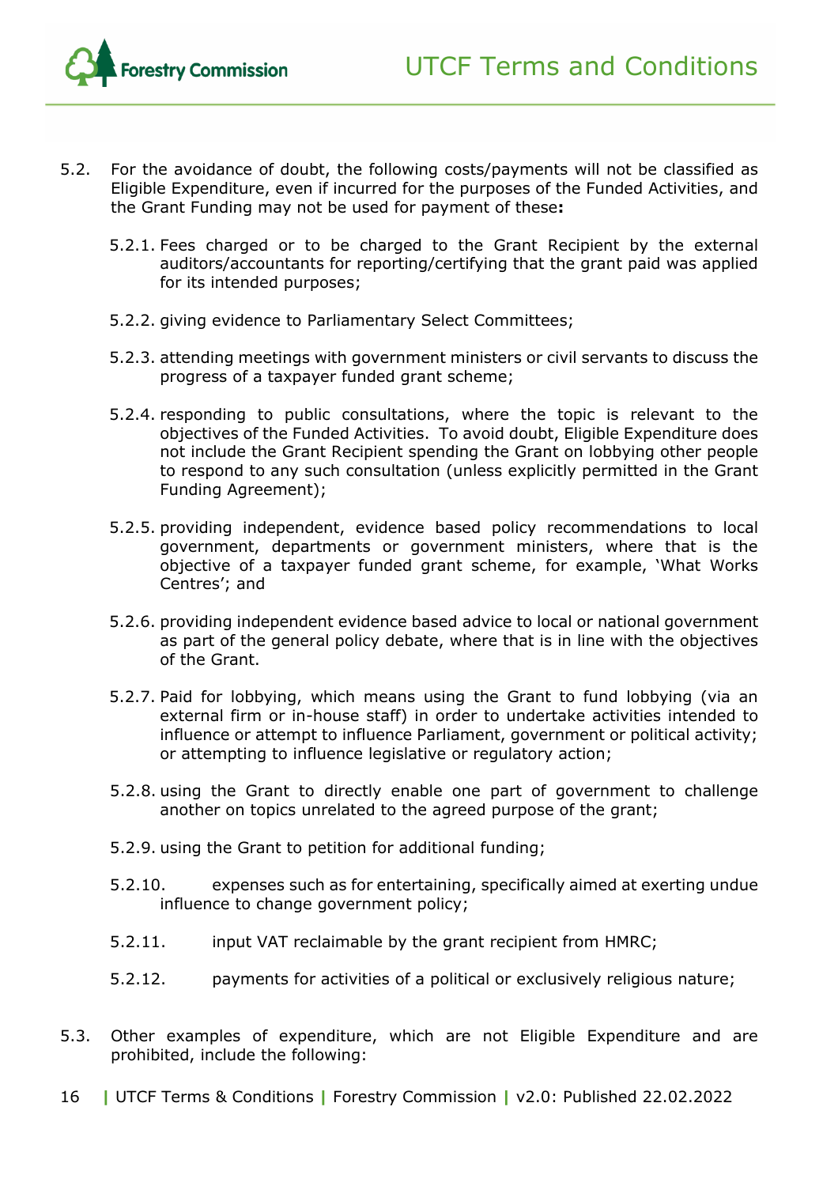5.2. For the avoidance of doubt, the following costs/payments will not be classified as Eligible Expenditure, even if incurred for the purposes of the Funded Activities, and the Grant Funding may not be used for payment of these**:**

5.2.1. Fees charged or to be charged to the Grant Recipient by the external auditors/accountants for reporting/certifying that the grant paid was applied for its intended purposes;

5.2.2. giving evidence to Parliamentary Select Committees;

5.2.3. attending meetings with government ministers or civil servants to discuss the progress of a taxpayer funded grant scheme;

5.2.4. responding to public consultations, where the topic is relevant to the objectives of the Funded Activities. To avoid doubt, Eligible Expenditure does not include the Grant Recipient spending the Grant on lobbying other people to respond to any such consultation (unless explicitly permitted in the Grant Funding Agreement);

5.2.5. providing independent, evidence based policy recommendations to local government, departments or government ministers, where that is the objective of a taxpayer funded grant scheme, for example, 'What Works Centres'; and

5.2.6. providing independent evidence based advice to local or national government as part of the general policy debate, where that is in line with the objectives of the Grant.

5.2.7. Paid for lobbying, which means using the Grant to fund lobbying (via an external firm or in-house staff) in order to undertake activities intended to influence or attempt to influence Parliament, government or political activity; or attempting to influence legislative or regulatory action;

5.2.8. using the Grant to directly enable one part of government to challenge another on topics unrelated to the agreed purpose of the grant;

5.2.9. using the Grant to petition for additional funding;

5.2.10. expenses such as for entertaining, specifically aimed at exerting undue influence to change government policy;

5.2.11. input VAT reclaimable by the grant recipient from HMRC;

5.2.12. payments for activities of a political or exclusively religious nature;

5.3. Other examples of expenditure, which are not Eligible Expenditure and are prohibited, include the following: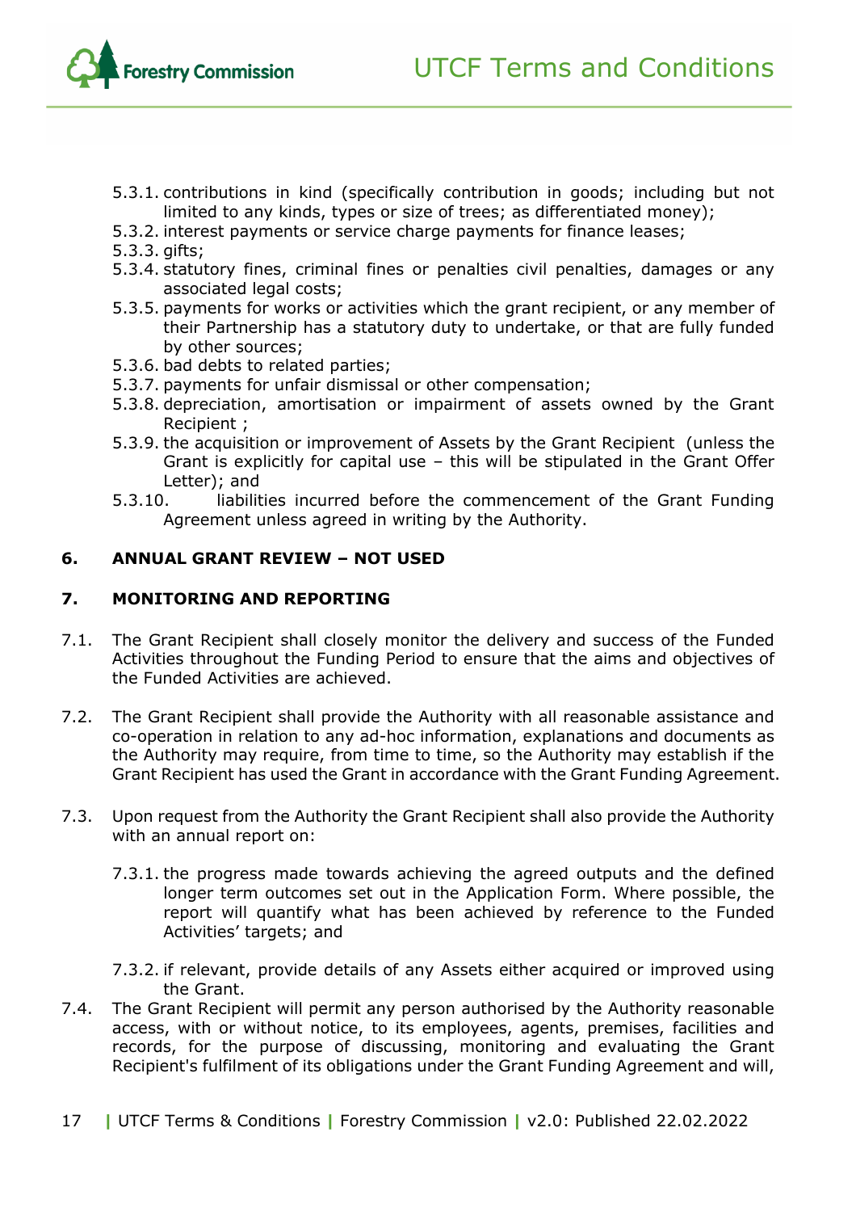5.3.1. contributions in kind (specifically contribution in goods; including but not limited to any kinds, types or size of trees; as differentiated money);

5.3.2. interest payments or service charge payments for finance leases;

5.3.3. gifts;

5.3.4. statutory fines, criminal fines or penalties civil penalties, damages or any associated legal costs;

5.3.5. payments for works or activities which the grant recipient, or any member of their Partnership has a statutory duty to undertake, or that are fully funded by other sources;

5.3.6. bad debts to related parties;

5.3.7. payments for unfair dismissal or other compensation;

5.3.8. depreciation, amortisation or impairment of assets owned by the Grant Recipient ;

5.3.9. the acquisition or improvement of Assets by the Grant Recipient (unless the Grant is explicitly for capital use – this will be stipulated in the Grant Offer Letter); and

5.3.10. liabilities incurred before the commencement of the Grant Funding Agreement unless agreed in writing by the Authority.

## 6. ANNUAL GRANT REVIEW – NOT USED

## 7. MONITORING AND REPORTING

7.1. The Grant Recipient shall closely monitor the delivery and success of the Funded Activities throughout the Funding Period to ensure that the aims and objectives of the Funded Activities are achieved.

7.2. The Grant Recipient shall provide the Authority with all reasonable assistance and co-operation in relation to any ad-hoc information, explanations and documents as the Authority may require, from time to time, so the Authority may establish if the Grant Recipient has used the Grant in accordance with the Grant Funding Agreement.

7.3. Upon request from the Authority the Grant Recipient shall also provide the Authority with an annual report on:

7.3.1. the progress made towards achieving the agreed outputs and the defined longer term outcomes set out in the Application Form. Where possible, the report will quantify what has been achieved by reference to the Funded Activities' targets; and

7.3.2. if relevant, provide details of any Assets either acquired or improved using the Grant.

7.4. The Grant Recipient will permit any person authorised by the Authority reasonable access, with or without notice, to its employees, agents, premises, facilities and records, for the purpose of discussing, monitoring and evaluating the Grant Recipient's fulfilment of its obligations under the Grant Funding Agreement and will,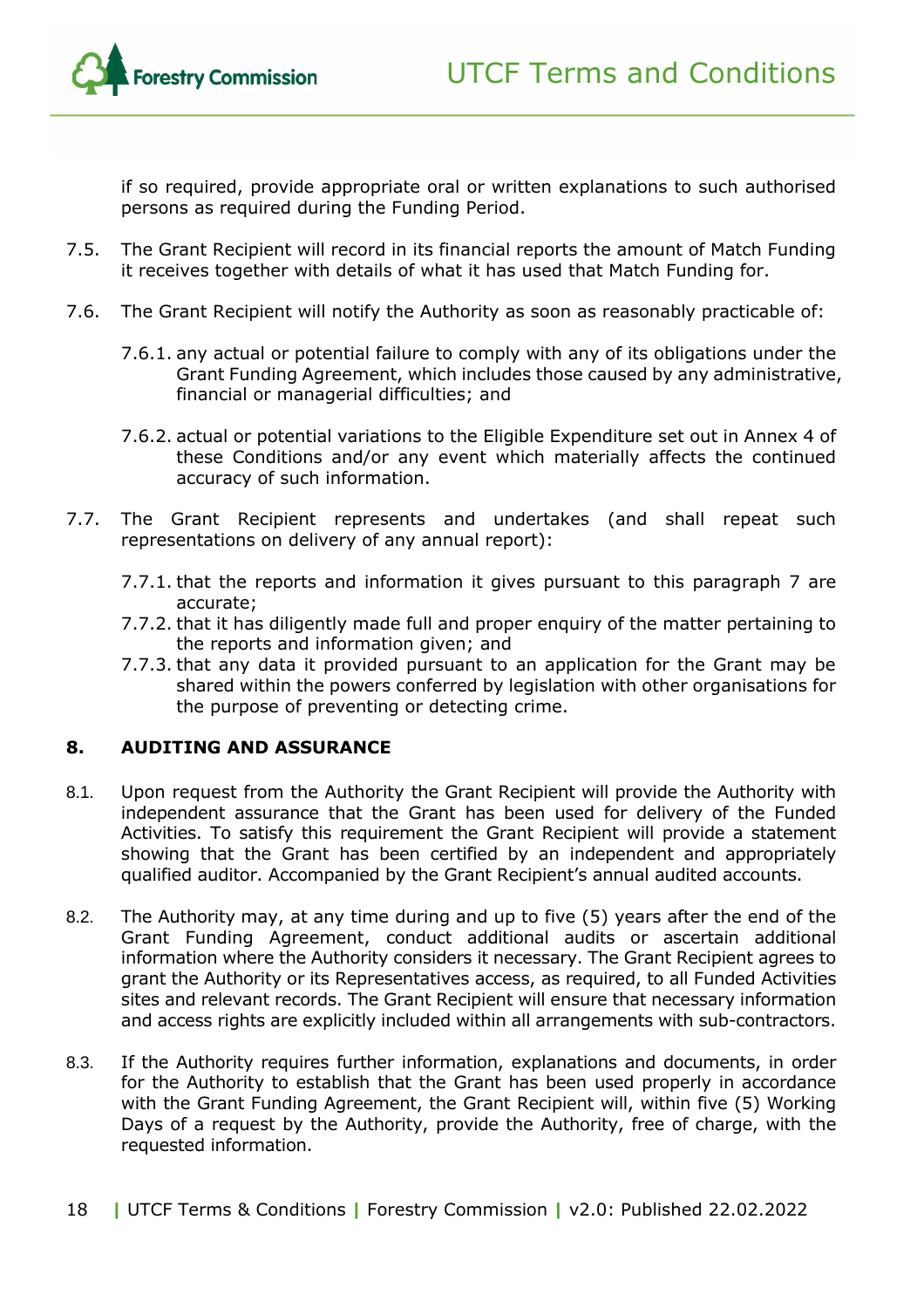if so required, provide appropriate oral or written explanations to such authorised persons as required during the Funding Period.

7.5. The Grant Recipient will record in its financial reports the amount of Match Funding it receives together with details of what it has used that Match Funding for.

7.6. The Grant Recipient will notify the Authority as soon as reasonably practicable of:

7.6.1. any actual or potential failure to comply with any of its obligations under the Grant Funding Agreement, which includes those caused by any administrative, financial or managerial difficulties; and

7.6.2. actual or potential variations to the Eligible Expenditure set out in Annex 4 of these Conditions and/or any event which materially affects the continued accuracy of such information.

7.7. The Grant Recipient represents and undertakes (and shall repeat such representations on delivery of any annual report):

7.7.1. that the reports and information it gives pursuant to this paragraph 7 are accurate;
7.7.2. that it has diligently made full and proper enquiry of the matter pertaining to the reports and information given; and
7.7.3. that any data it provided pursuant to an application for the Grant may be shared within the powers conferred by legislation with other organisations for the purpose of preventing or detecting crime.

## 8. AUDITING AND ASSURANCE

8.1. Upon request from the Authority the Grant Recipient will provide the Authority with independent assurance that the Grant has been used for delivery of the Funded Activities. To satisfy this requirement the Grant Recipient will provide a statement showing that the Grant has been certified by an independent and appropriately qualified auditor. Accompanied by the Grant Recipient's annual audited accounts.

8.2. The Authority may, at any time during and up to five (5) years after the end of the Grant Funding Agreement, conduct additional audits or ascertain additional information where the Authority considers it necessary. The Grant Recipient agrees to grant the Authority or its Representatives access, as required, to all Funded Activities sites and relevant records. The Grant Recipient will ensure that necessary information and access rights are explicitly included within all arrangements with sub-contractors.

8.3. If the Authority requires further information, explanations and documents, in order for the Authority to establish that the Grant has been used properly in accordance with the Grant Funding Agreement, the Grant Recipient will, within five (5) Working Days of a request by the Authority, provide the Authority, free of charge, with the requested information.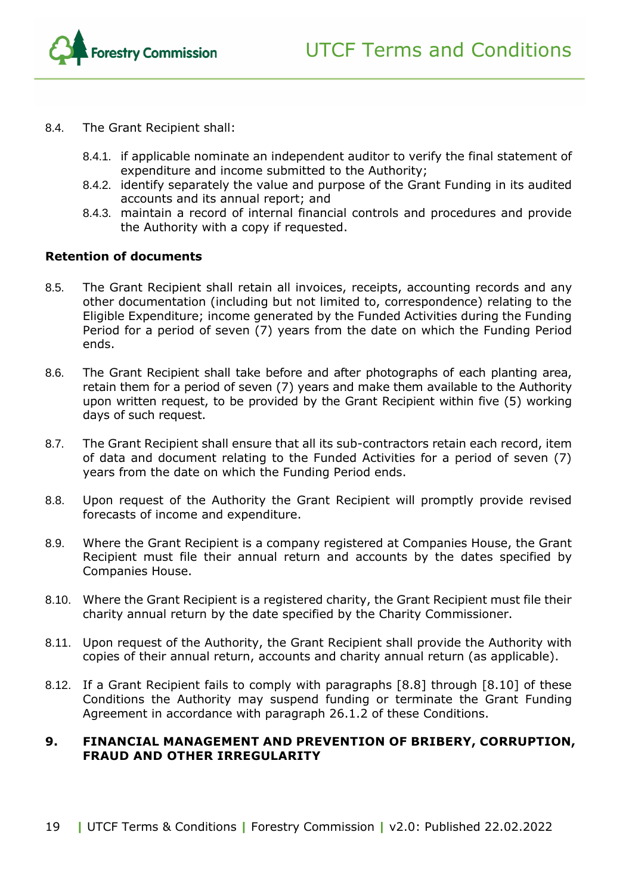8.4. The Grant Recipient shall:

8.4.1. if applicable nominate an independent auditor to verify the final statement of expenditure and income submitted to the Authority;

8.4.2. identify separately the value and purpose of the Grant Funding in its audited accounts and its annual report; and

8.4.3. maintain a record of internal financial controls and procedures and provide the Authority with a copy if requested.

**Retention of documents**

8.5. The Grant Recipient shall retain all invoices, receipts, accounting records and any other documentation (including but not limited to, correspondence) relating to the Eligible Expenditure; income generated by the Funded Activities during the Funding Period for a period of seven (7) years from the date on which the Funding Period ends.

8.6. The Grant Recipient shall take before and after photographs of each planting area, retain them for a period of seven (7) years and make them available to the Authority upon written request, to be provided by the Grant Recipient within five (5) working days of such request.

8.7. The Grant Recipient shall ensure that all its sub-contractors retain each record, item of data and document relating to the Funded Activities for a period of seven (7) years from the date on which the Funding Period ends.

8.8. Upon request of the Authority the Grant Recipient will promptly provide revised forecasts of income and expenditure.

8.9. Where the Grant Recipient is a company registered at Companies House, the Grant Recipient must file their annual return and accounts by the dates specified by Companies House.

8.10. Where the Grant Recipient is a registered charity, the Grant Recipient must file their charity annual return by the date specified by the Charity Commissioner.

8.11. Upon request of the Authority, the Grant Recipient shall provide the Authority with copies of their annual return, accounts and charity annual return (as applicable).

8.12. If a Grant Recipient fails to comply with paragraphs [8.8] through [8.10] of these Conditions the Authority may suspend funding or terminate the Grant Funding Agreement in accordance with paragraph 26.1.2 of these Conditions.

## 9. FINANCIAL MANAGEMENT AND PREVENTION OF BRIBERY, CORRUPTION, FRAUD AND OTHER IRREGULARITY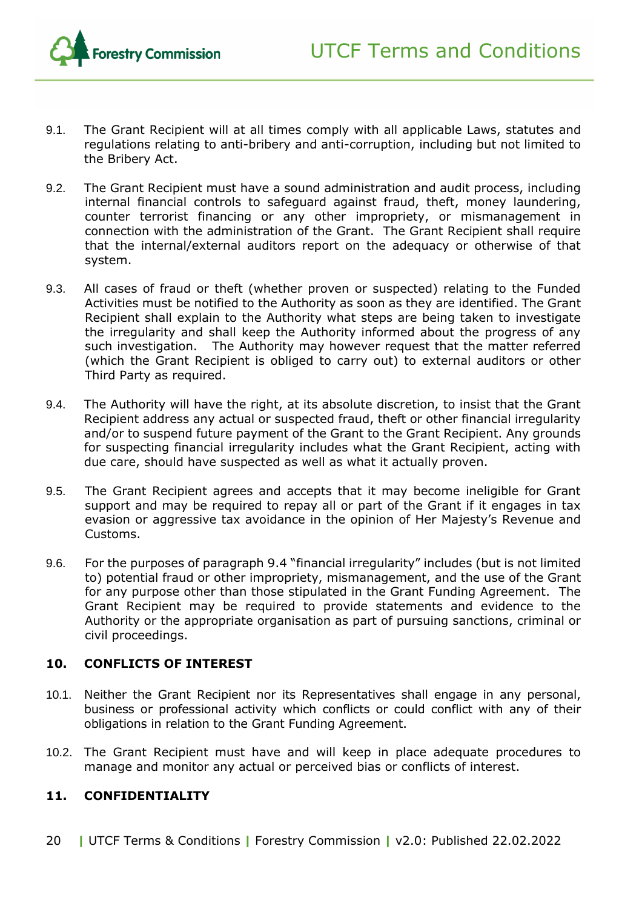9.1. The Grant Recipient will at all times comply with all applicable Laws, statutes and regulations relating to anti-bribery and anti-corruption, including but not limited to the Bribery Act.

9.2. The Grant Recipient must have a sound administration and audit process, including internal financial controls to safeguard against fraud, theft, money laundering, counter terrorist financing or any other impropriety, or mismanagement in connection with the administration of the Grant. The Grant Recipient shall require that the internal/external auditors report on the adequacy or otherwise of that system.

9.3. All cases of fraud or theft (whether proven or suspected) relating to the Funded Activities must be notified to the Authority as soon as they are identified. The Grant Recipient shall explain to the Authority what steps are being taken to investigate the irregularity and shall keep the Authority informed about the progress of any such investigation. The Authority may however request that the matter referred (which the Grant Recipient is obliged to carry out) to external auditors or other Third Party as required.

9.4. The Authority will have the right, at its absolute discretion, to insist that the Grant Recipient address any actual or suspected fraud, theft or other financial irregularity and/or to suspend future payment of the Grant to the Grant Recipient. Any grounds for suspecting financial irregularity includes what the Grant Recipient, acting with due care, should have suspected as well as what it actually proven.

9.5. The Grant Recipient agrees and accepts that it may become ineligible for Grant support and may be required to repay all or part of the Grant if it engages in tax evasion or aggressive tax avoidance in the opinion of Her Majesty's Revenue and Customs.

9.6. For the purposes of paragraph 9.4 "financial irregularity" includes (but is not limited to) potential fraud or other impropriety, mismanagement, and the use of the Grant for any purpose other than those stipulated in the Grant Funding Agreement. The Grant Recipient may be required to provide statements and evidence to the Authority or the appropriate organisation as part of pursuing sanctions, criminal or civil proceedings.

## 10. CONFLICTS OF INTEREST

10.1. Neither the Grant Recipient nor its Representatives shall engage in any personal, business or professional activity which conflicts or could conflict with any of their obligations in relation to the Grant Funding Agreement.

10.2. The Grant Recipient must have and will keep in place adequate procedures to manage and monitor any actual or perceived bias or conflicts of interest.

## 11. CONFIDENTIALITY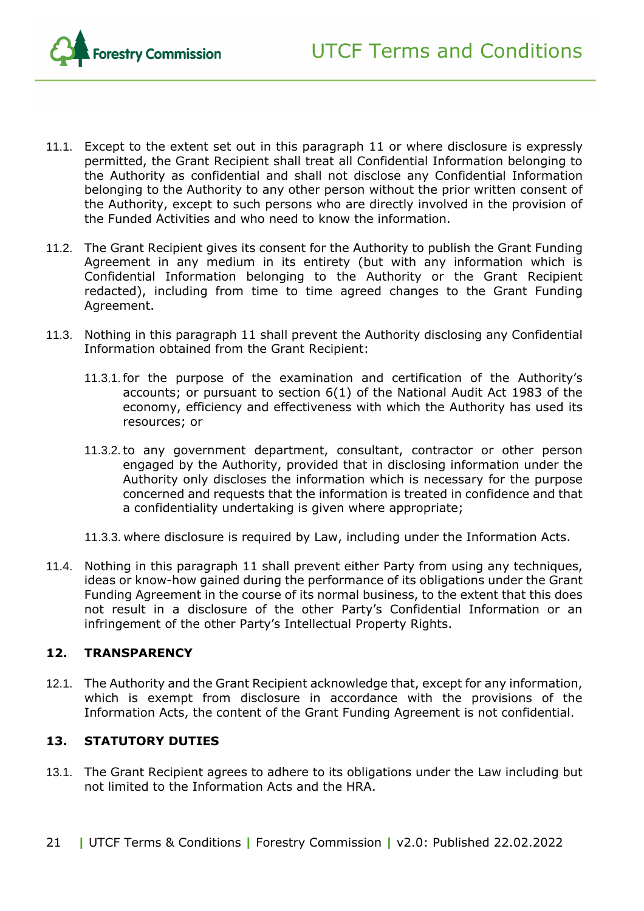11.1. Except to the extent set out in this paragraph 11 or where disclosure is expressly permitted, the Grant Recipient shall treat all Confidential Information belonging to the Authority as confidential and shall not disclose any Confidential Information belonging to the Authority to any other person without the prior written consent of the Authority, except to such persons who are directly involved in the provision of the Funded Activities and who need to know the information.

11.2. The Grant Recipient gives its consent for the Authority to publish the Grant Funding Agreement in any medium in its entirety (but with any information which is Confidential Information belonging to the Authority or the Grant Recipient redacted), including from time to time agreed changes to the Grant Funding Agreement.

11.3. Nothing in this paragraph 11 shall prevent the Authority disclosing any Confidential Information obtained from the Grant Recipient:

11.3.1. for the purpose of the examination and certification of the Authority's accounts; or pursuant to section 6(1) of the National Audit Act 1983 of the economy, efficiency and effectiveness with which the Authority has used its resources; or

11.3.2. to any government department, consultant, contractor or other person engaged by the Authority, provided that in disclosing information under the Authority only discloses the information which is necessary for the purpose concerned and requests that the information is treated in confidence and that a confidentiality undertaking is given where appropriate;

11.3.3. where disclosure is required by Law, including under the Information Acts.

11.4. Nothing in this paragraph 11 shall prevent either Party from using any techniques, ideas or know-how gained during the performance of its obligations under the Grant Funding Agreement in the course of its normal business, to the extent that this does not result in a disclosure of the other Party's Confidential Information or an infringement of the other Party's Intellectual Property Rights.

## 12. TRANSPARENCY

12.1. The Authority and the Grant Recipient acknowledge that, except for any information, which is exempt from disclosure in accordance with the provisions of the Information Acts, the content of the Grant Funding Agreement is not confidential.

## 13. STATUTORY DUTIES

13.1. The Grant Recipient agrees to adhere to its obligations under the Law including but not limited to the Information Acts and the HRA.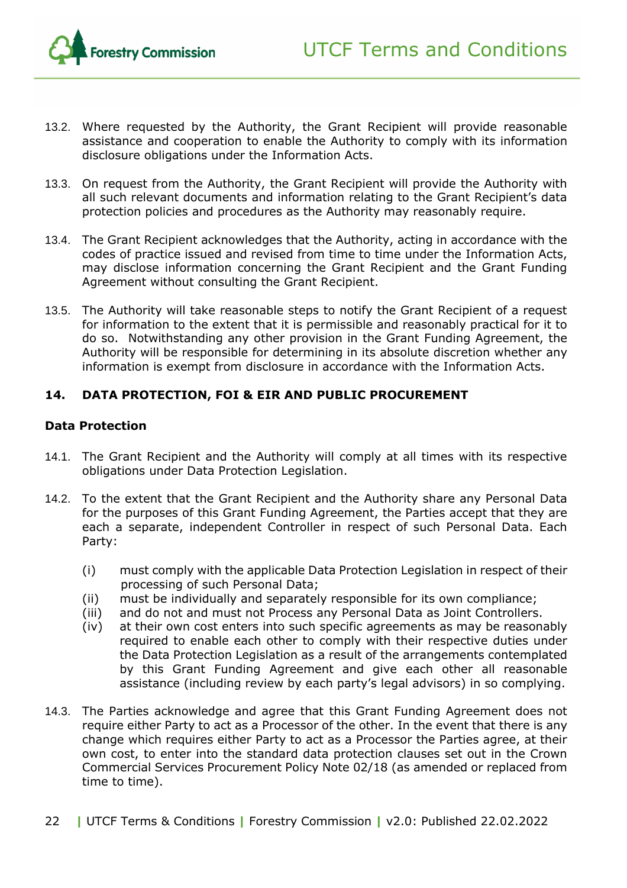13.2. Where requested by the Authority, the Grant Recipient will provide reasonable assistance and cooperation to enable the Authority to comply with its information disclosure obligations under the Information Acts.

13.3. On request from the Authority, the Grant Recipient will provide the Authority with all such relevant documents and information relating to the Grant Recipient's data protection policies and procedures as the Authority may reasonably require.

13.4. The Grant Recipient acknowledges that the Authority, acting in accordance with the codes of practice issued and revised from time to time under the Information Acts, may disclose information concerning the Grant Recipient and the Grant Funding Agreement without consulting the Grant Recipient.

13.5. The Authority will take reasonable steps to notify the Grant Recipient of a request for information to the extent that it is permissible and reasonably practical for it to do so. Notwithstanding any other provision in the Grant Funding Agreement, the Authority will be responsible for determining in its absolute discretion whether any information is exempt from disclosure in accordance with the Information Acts.

## 14. DATA PROTECTION, FOI & EIR AND PUBLIC PROCUREMENT

**Data Protection**

14.1. The Grant Recipient and the Authority will comply at all times with its respective obligations under Data Protection Legislation.

14.2. To the extent that the Grant Recipient and the Authority share any Personal Data for the purposes of this Grant Funding Agreement, the Parties accept that they are each a separate, independent Controller in respect of such Personal Data. Each Party:

(i) must comply with the applicable Data Protection Legislation in respect of their processing of such Personal Data;
(ii) must be individually and separately responsible for its own compliance;
(iii) and do not and must not Process any Personal Data as Joint Controllers.
(iv) at their own cost enters into such specific agreements as may be reasonably required to enable each other to comply with their respective duties under the Data Protection Legislation as a result of the arrangements contemplated by this Grant Funding Agreement and give each other all reasonable assistance (including review by each party's legal advisors) in so complying.

14.3. The Parties acknowledge and agree that this Grant Funding Agreement does not require either Party to act as a Processor of the other. In the event that there is any change which requires either Party to act as a Processor the Parties agree, at their own cost, to enter into the standard data protection clauses set out in the Crown Commercial Services Procurement Policy Note 02/18 (as amended or replaced from time to time).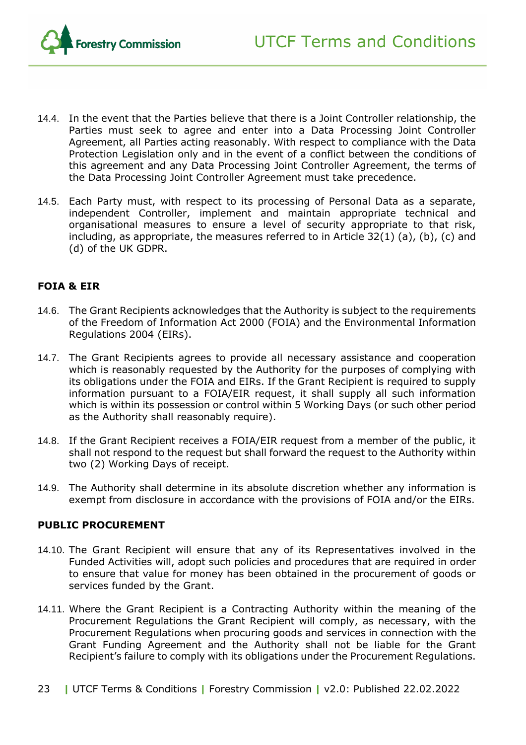14.4. In the event that the Parties believe that there is a Joint Controller relationship, the Parties must seek to agree and enter into a Data Processing Joint Controller Agreement, all Parties acting reasonably. With respect to compliance with the Data Protection Legislation only and in the event of a conflict between the conditions of this agreement and any Data Processing Joint Controller Agreement, the terms of the Data Processing Joint Controller Agreement must take precedence.

14.5. Each Party must, with respect to its processing of Personal Data as a separate, independent Controller, implement and maintain appropriate technical and organisational measures to ensure a level of security appropriate to that risk, including, as appropriate, the measures referred to in Article 32(1) (a), (b), (c) and (d) of the UK GDPR.

**FOIA & EIR**

14.6. The Grant Recipients acknowledges that the Authority is subject to the requirements of the Freedom of Information Act 2000 (FOIA) and the Environmental Information Regulations 2004 (EIRs).

14.7. The Grant Recipients agrees to provide all necessary assistance and cooperation which is reasonably requested by the Authority for the purposes of complying with its obligations under the FOIA and EIRs. If the Grant Recipient is required to supply information pursuant to a FOIA/EIR request, it shall supply all such information which is within its possession or control within 5 Working Days (or such other period as the Authority shall reasonably require).

14.8. If the Grant Recipient receives a FOIA/EIR request from a member of the public, it shall not respond to the request but shall forward the request to the Authority within two (2) Working Days of receipt.

14.9. The Authority shall determine in its absolute discretion whether any information is exempt from disclosure in accordance with the provisions of FOIA and/or the EIRs.

**PUBLIC PROCUREMENT**

14.10. The Grant Recipient will ensure that any of its Representatives involved in the Funded Activities will, adopt such policies and procedures that are required in order to ensure that value for money has been obtained in the procurement of goods or services funded by the Grant.

14.11. Where the Grant Recipient is a Contracting Authority within the meaning of the Procurement Regulations the Grant Recipient will comply, as necessary, with the Procurement Regulations when procuring goods and services in connection with the Grant Funding Agreement and the Authority shall not be liable for the Grant Recipient's failure to comply with its obligations under the Procurement Regulations.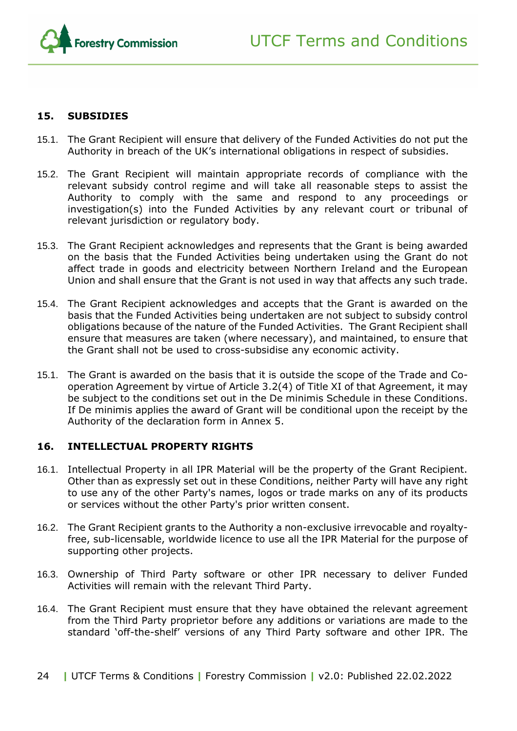## 15. SUBSIDIES

15.1. The Grant Recipient will ensure that delivery of the Funded Activities do not put the Authority in breach of the UK's international obligations in respect of subsidies.

15.2. The Grant Recipient will maintain appropriate records of compliance with the relevant subsidy control regime and will take all reasonable steps to assist the Authority to comply with the same and respond to any proceedings or investigation(s) into the Funded Activities by any relevant court or tribunal of relevant jurisdiction or regulatory body.

15.3. The Grant Recipient acknowledges and represents that the Grant is being awarded on the basis that the Funded Activities being undertaken using the Grant do not affect trade in goods and electricity between Northern Ireland and the European Union and shall ensure that the Grant is not used in way that affects any such trade.

15.4. The Grant Recipient acknowledges and accepts that the Grant is awarded on the basis that the Funded Activities being undertaken are not subject to subsidy control obligations because of the nature of the Funded Activities. The Grant Recipient shall ensure that measures are taken (where necessary), and maintained, to ensure that the Grant shall not be used to cross-subsidise any economic activity.

15.1. The Grant is awarded on the basis that it is outside the scope of the Trade and Co-operation Agreement by virtue of Article 3.2(4) of Title XI of that Agreement, it may be subject to the conditions set out in the De minimis Schedule in these Conditions. If De minimis applies the award of Grant will be conditional upon the receipt by the Authority of the declaration form in Annex 5.

## 16. INTELLECTUAL PROPERTY RIGHTS

16.1. Intellectual Property in all IPR Material will be the property of the Grant Recipient. Other than as expressly set out in these Conditions, neither Party will have any right to use any of the other Party's names, logos or trade marks on any of its products or services without the other Party's prior written consent.

16.2. The Grant Recipient grants to the Authority a non-exclusive irrevocable and royalty-free, sub-licensable, worldwide licence to use all the IPR Material for the purpose of supporting other projects.

16.3. Ownership of Third Party software or other IPR necessary to deliver Funded Activities will remain with the relevant Third Party.

16.4. The Grant Recipient must ensure that they have obtained the relevant agreement from the Third Party proprietor before any additions or variations are made to the standard 'off-the-shelf' versions of any Third Party software and other IPR. The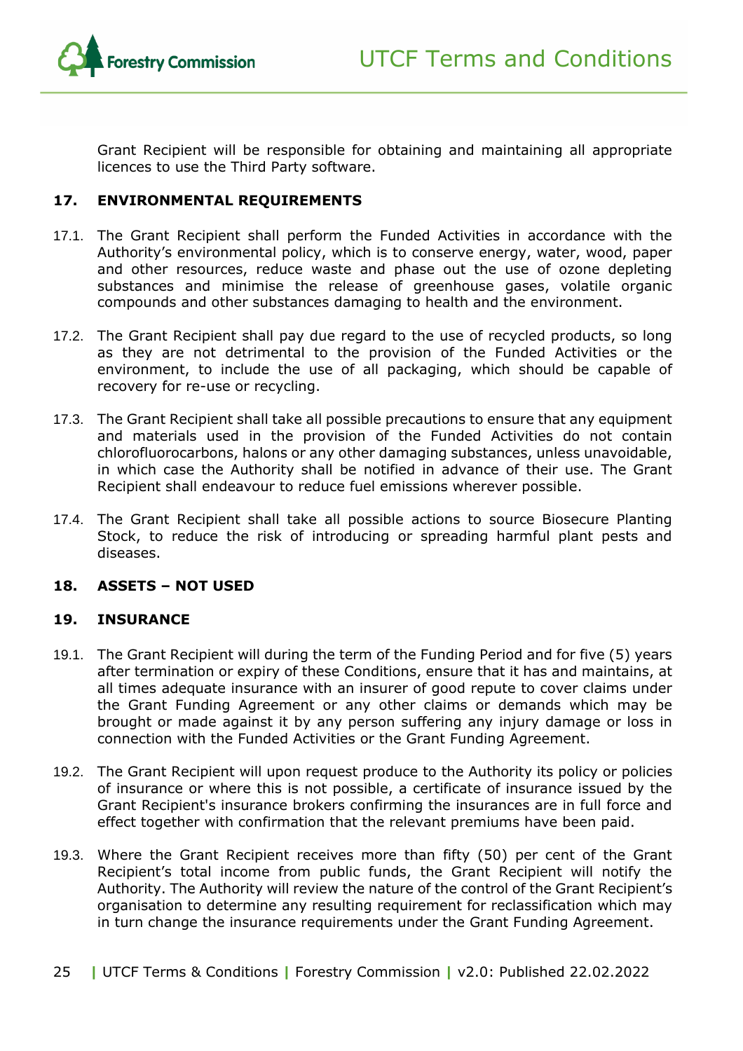Grant Recipient will be responsible for obtaining and maintaining all appropriate licences to use the Third Party software.

## 17. ENVIRONMENTAL REQUIREMENTS

17.1. The Grant Recipient shall perform the Funded Activities in accordance with the Authority's environmental policy, which is to conserve energy, water, wood, paper and other resources, reduce waste and phase out the use of ozone depleting substances and minimise the release of greenhouse gases, volatile organic compounds and other substances damaging to health and the environment.

17.2. The Grant Recipient shall pay due regard to the use of recycled products, so long as they are not detrimental to the provision of the Funded Activities or the environment, to include the use of all packaging, which should be capable of recovery for re-use or recycling.

17.3. The Grant Recipient shall take all possible precautions to ensure that any equipment and materials used in the provision of the Funded Activities do not contain chlorofluorocarbons, halons or any other damaging substances, unless unavoidable, in which case the Authority shall be notified in advance of their use. The Grant Recipient shall endeavour to reduce fuel emissions wherever possible.

17.4. The Grant Recipient shall take all possible actions to source Biosecure Planting Stock, to reduce the risk of introducing or spreading harmful plant pests and diseases.

## 18. ASSETS – NOT USED

## 19. INSURANCE

19.1. The Grant Recipient will during the term of the Funding Period and for five (5) years after termination or expiry of these Conditions, ensure that it has and maintains, at all times adequate insurance with an insurer of good repute to cover claims under the Grant Funding Agreement or any other claims or demands which may be brought or made against it by any person suffering any injury damage or loss in connection with the Funded Activities or the Grant Funding Agreement.

19.2. The Grant Recipient will upon request produce to the Authority its policy or policies of insurance or where this is not possible, a certificate of insurance issued by the Grant Recipient's insurance brokers confirming the insurances are in full force and effect together with confirmation that the relevant premiums have been paid.

19.3. Where the Grant Recipient receives more than fifty (50) per cent of the Grant Recipient's total income from public funds, the Grant Recipient will notify the Authority. The Authority will review the nature of the control of the Grant Recipient's organisation to determine any resulting requirement for reclassification which may in turn change the insurance requirements under the Grant Funding Agreement.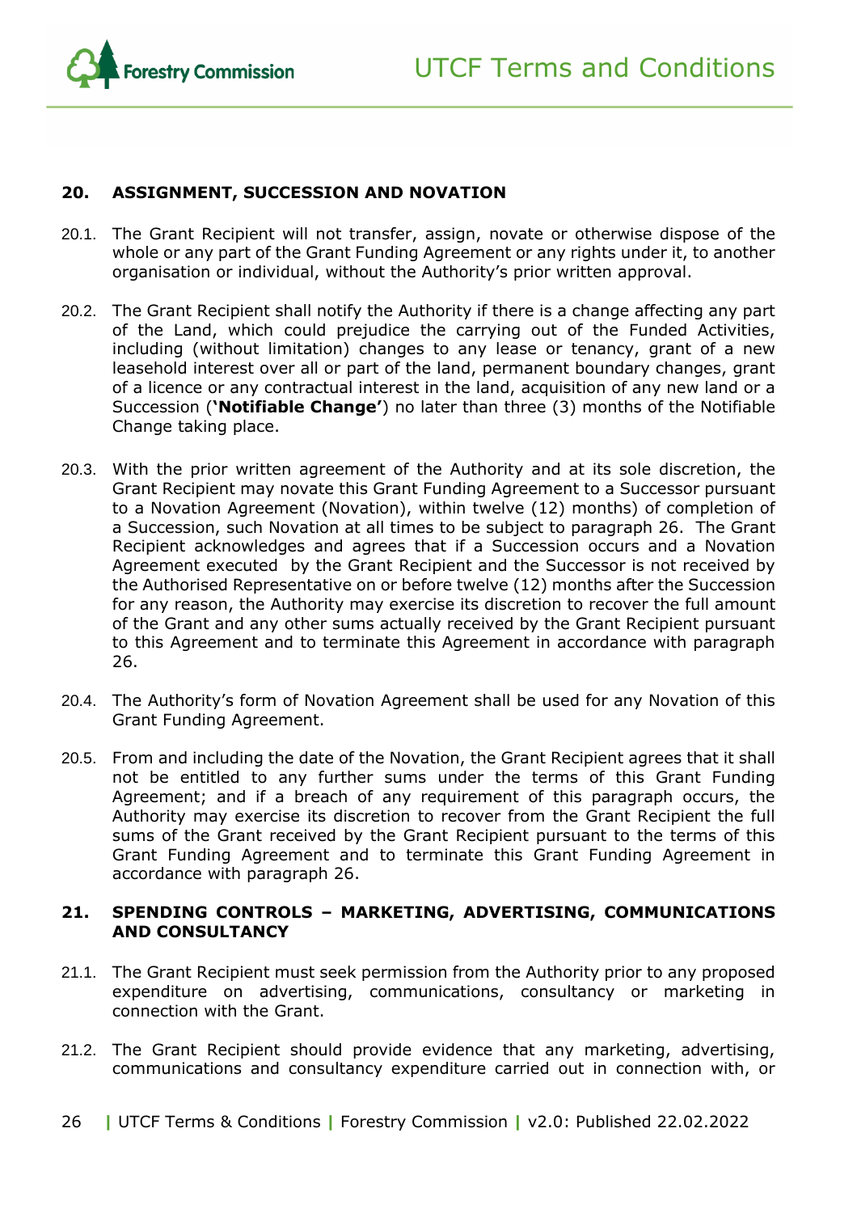## 20. ASSIGNMENT, SUCCESSION AND NOVATION

20.1. The Grant Recipient will not transfer, assign, novate or otherwise dispose of the whole or any part of the Grant Funding Agreement or any rights under it, to another organisation or individual, without the Authority's prior written approval.

20.2. The Grant Recipient shall notify the Authority if there is a change affecting any part of the Land, which could prejudice the carrying out of the Funded Activities, including (without limitation) changes to any lease or tenancy, grant of a new leasehold interest over all or part of the land, permanent boundary changes, grant of a licence or any contractual interest in the land, acquisition of any new land or a Succession (**'Notifiable Change'**) no later than three (3) months of the Notifiable Change taking place.

20.3. With the prior written agreement of the Authority and at its sole discretion, the Grant Recipient may novate this Grant Funding Agreement to a Successor pursuant to a Novation Agreement (Novation), within twelve (12) months) of completion of a Succession, such Novation at all times to be subject to paragraph 26. The Grant Recipient acknowledges and agrees that if a Succession occurs and a Novation Agreement executed by the Grant Recipient and the Successor is not received by the Authorised Representative on or before twelve (12) months after the Succession for any reason, the Authority may exercise its discretion to recover the full amount of the Grant and any other sums actually received by the Grant Recipient pursuant to this Agreement and to terminate this Agreement in accordance with paragraph 26.

20.4. The Authority's form of Novation Agreement shall be used for any Novation of this Grant Funding Agreement.

20.5. From and including the date of the Novation, the Grant Recipient agrees that it shall not be entitled to any further sums under the terms of this Grant Funding Agreement; and if a breach of any requirement of this paragraph occurs, the Authority may exercise its discretion to recover from the Grant Recipient the full sums of the Grant received by the Grant Recipient pursuant to the terms of this Grant Funding Agreement and to terminate this Grant Funding Agreement in accordance with paragraph 26.

## 21. SPENDING CONTROLS – MARKETING, ADVERTISING, COMMUNICATIONS AND CONSULTANCY

21.1. The Grant Recipient must seek permission from the Authority prior to any proposed expenditure on advertising, communications, consultancy or marketing in connection with the Grant.

21.2. The Grant Recipient should provide evidence that any marketing, advertising, communications and consultancy expenditure carried out in connection with, or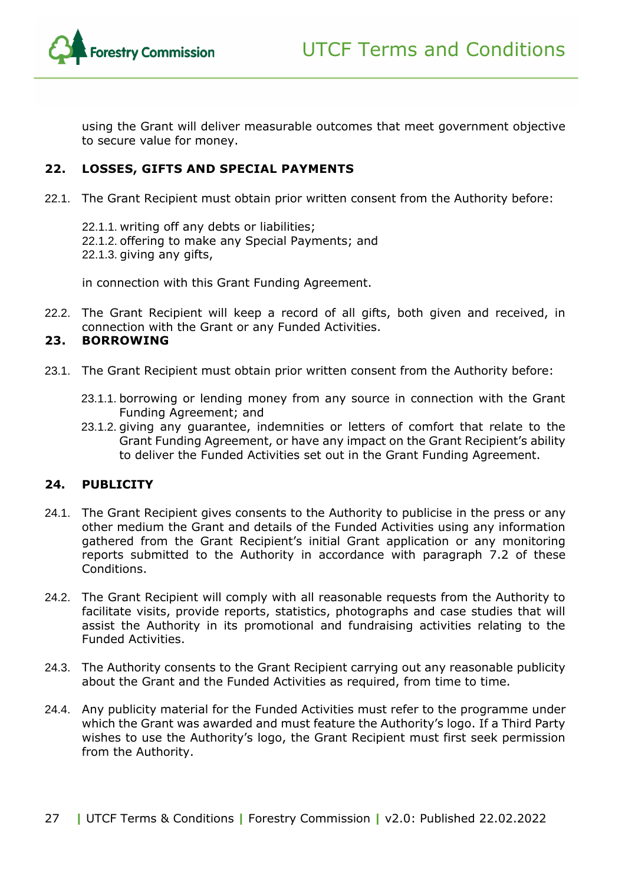using the Grant will deliver measurable outcomes that meet government objective to secure value for money.

## 22. LOSSES, GIFTS AND SPECIAL PAYMENTS

22.1. The Grant Recipient must obtain prior written consent from the Authority before:

22.1.1. writing off any debts or liabilities;
22.1.2. offering to make any Special Payments; and
22.1.3. giving any gifts,

in connection with this Grant Funding Agreement.

22.2. The Grant Recipient will keep a record of all gifts, both given and received, in connection with the Grant or any Funded Activities.

## 23. BORROWING

23.1. The Grant Recipient must obtain prior written consent from the Authority before:

23.1.1. borrowing or lending money from any source in connection with the Grant Funding Agreement; and
23.1.2. giving any guarantee, indemnities or letters of comfort that relate to the Grant Funding Agreement, or have any impact on the Grant Recipient's ability to deliver the Funded Activities set out in the Grant Funding Agreement.

## 24. PUBLICITY

24.1. The Grant Recipient gives consents to the Authority to publicise in the press or any other medium the Grant and details of the Funded Activities using any information gathered from the Grant Recipient's initial Grant application or any monitoring reports submitted to the Authority in accordance with paragraph 7.2 of these Conditions.

24.2. The Grant Recipient will comply with all reasonable requests from the Authority to facilitate visits, provide reports, statistics, photographs and case studies that will assist the Authority in its promotional and fundraising activities relating to the Funded Activities.

24.3. The Authority consents to the Grant Recipient carrying out any reasonable publicity about the Grant and the Funded Activities as required, from time to time.

24.4. Any publicity material for the Funded Activities must refer to the programme under which the Grant was awarded and must feature the Authority's logo. If a Third Party wishes to use the Authority's logo, the Grant Recipient must first seek permission from the Authority.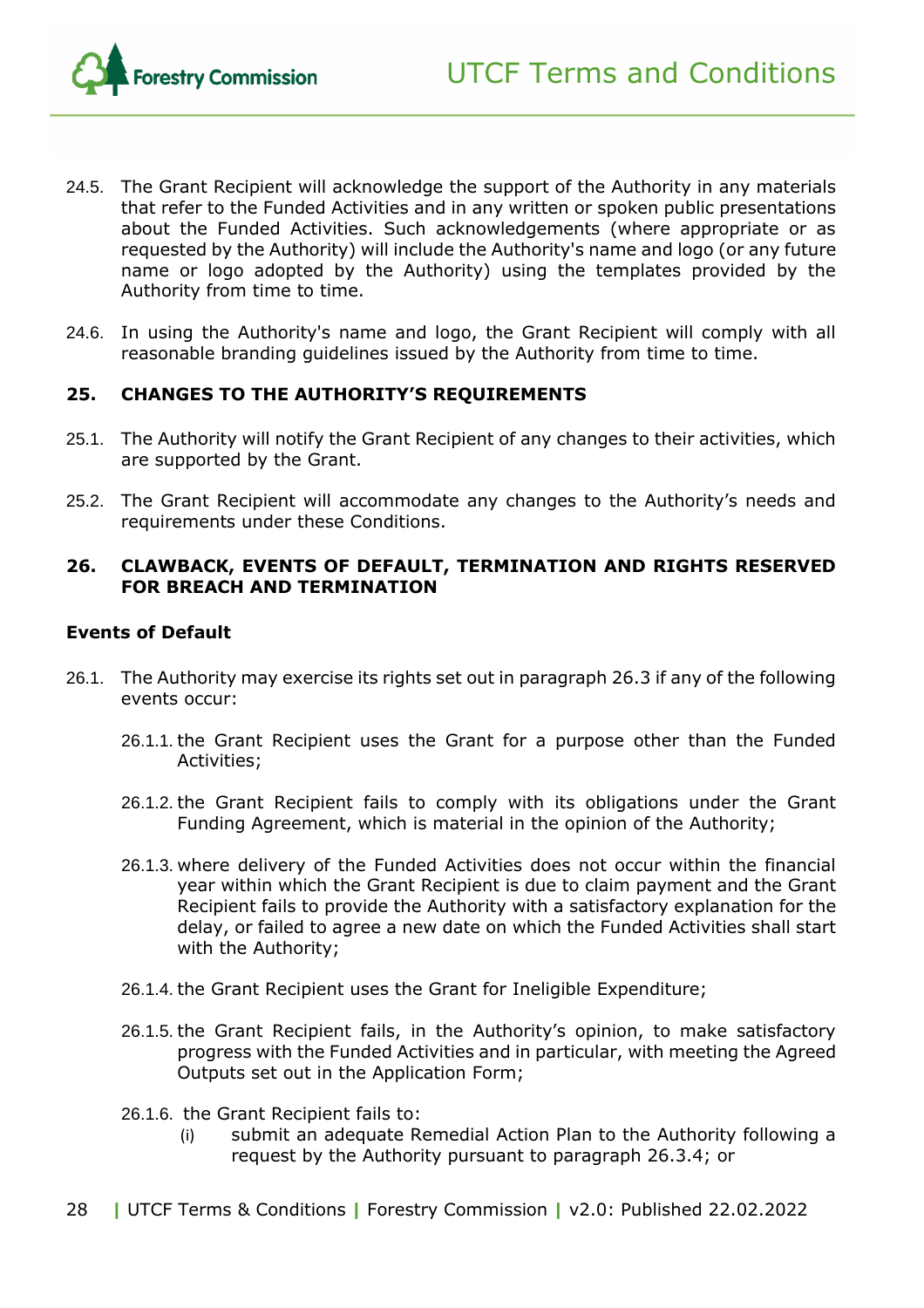24.5. The Grant Recipient will acknowledge the support of the Authority in any materials that refer to the Funded Activities and in any written or spoken public presentations about the Funded Activities. Such acknowledgements (where appropriate or as requested by the Authority) will include the Authority's name and logo (or any future name or logo adopted by the Authority) using the templates provided by the Authority from time to time.

24.6. In using the Authority's name and logo, the Grant Recipient will comply with all reasonable branding guidelines issued by the Authority from time to time.

## 25. CHANGES TO THE AUTHORITY'S REQUIREMENTS

25.1. The Authority will notify the Grant Recipient of any changes to their activities, which are supported by the Grant.

25.2. The Grant Recipient will accommodate any changes to the Authority's needs and requirements under these Conditions.

## 26. CLAWBACK, EVENTS OF DEFAULT, TERMINATION AND RIGHTS RESERVED FOR BREACH AND TERMINATION

### Events of Default

26.1. The Authority may exercise its rights set out in paragraph 26.3 if any of the following events occur:

26.1.1. the Grant Recipient uses the Grant for a purpose other than the Funded Activities;

26.1.2. the Grant Recipient fails to comply with its obligations under the Grant Funding Agreement, which is material in the opinion of the Authority;

26.1.3. where delivery of the Funded Activities does not occur within the financial year within which the Grant Recipient is due to claim payment and the Grant Recipient fails to provide the Authority with a satisfactory explanation for the delay, or failed to agree a new date on which the Funded Activities shall start with the Authority;

26.1.4. the Grant Recipient uses the Grant for Ineligible Expenditure;

26.1.5. the Grant Recipient fails, in the Authority's opinion, to make satisfactory progress with the Funded Activities and in particular, with meeting the Agreed Outputs set out in the Application Form;

26.1.6. the Grant Recipient fails to:

(i) submit an adequate Remedial Action Plan to the Authority following a request by the Authority pursuant to paragraph 26.3.4; or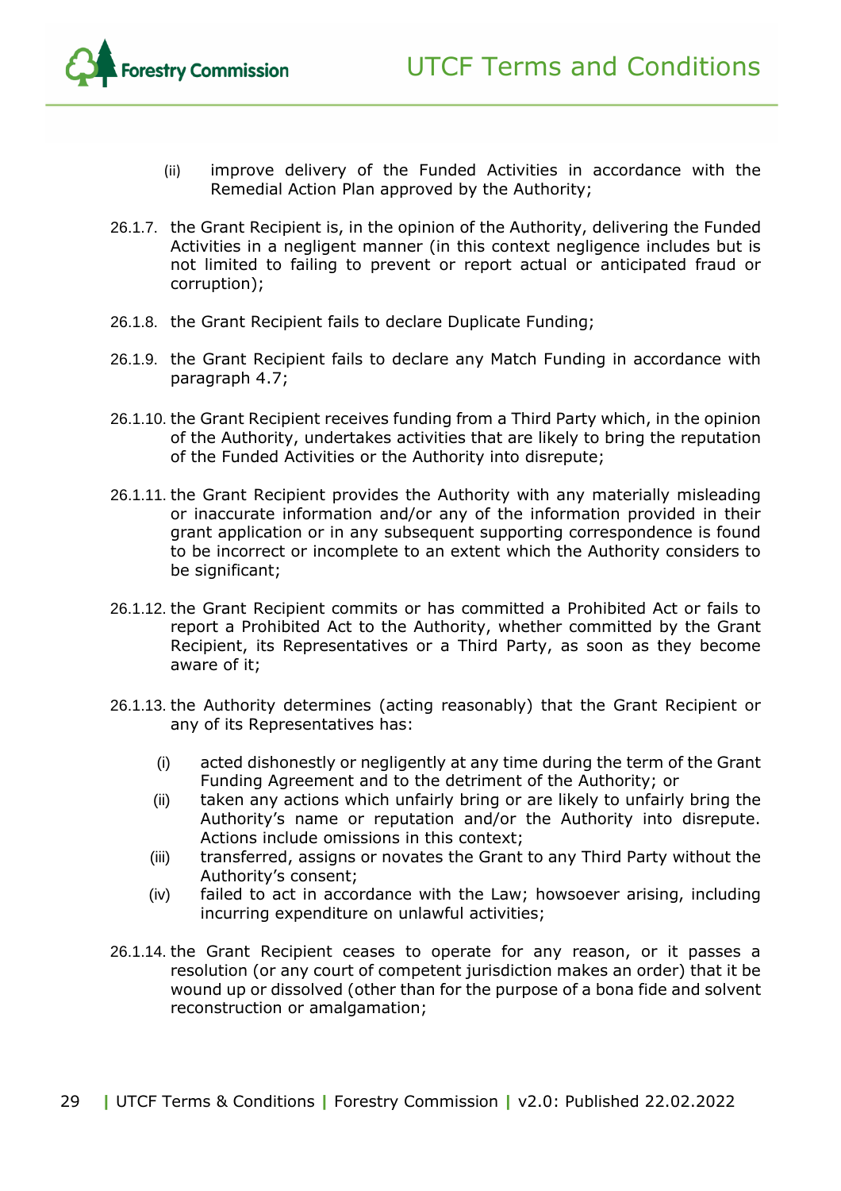(ii) improve delivery of the Funded Activities in accordance with the Remedial Action Plan approved by the Authority;

26.1.7. the Grant Recipient is, in the opinion of the Authority, delivering the Funded Activities in a negligent manner (in this context negligence includes but is not limited to failing to prevent or report actual or anticipated fraud or corruption);

26.1.8. the Grant Recipient fails to declare Duplicate Funding;

26.1.9. the Grant Recipient fails to declare any Match Funding in accordance with paragraph 4.7;

26.1.10. the Grant Recipient receives funding from a Third Party which, in the opinion of the Authority, undertakes activities that are likely to bring the reputation of the Funded Activities or the Authority into disrepute;

26.1.11. the Grant Recipient provides the Authority with any materially misleading or inaccurate information and/or any of the information provided in their grant application or in any subsequent supporting correspondence is found to be incorrect or incomplete to an extent which the Authority considers to be significant;

26.1.12. the Grant Recipient commits or has committed a Prohibited Act or fails to report a Prohibited Act to the Authority, whether committed by the Grant Recipient, its Representatives or a Third Party, as soon as they become aware of it;

26.1.13. the Authority determines (acting reasonably) that the Grant Recipient or any of its Representatives has:

(i) acted dishonestly or negligently at any time during the term of the Grant Funding Agreement and to the detriment of the Authority; or

(ii) taken any actions which unfairly bring or are likely to unfairly bring the Authority's name or reputation and/or the Authority into disrepute. Actions include omissions in this context;

(iii) transferred, assigns or novates the Grant to any Third Party without the Authority's consent;

(iv) failed to act in accordance with the Law; howsoever arising, including incurring expenditure on unlawful activities;

26.1.14. the Grant Recipient ceases to operate for any reason, or it passes a resolution (or any court of competent jurisdiction makes an order) that it be wound up or dissolved (other than for the purpose of a bona fide and solvent reconstruction or amalgamation;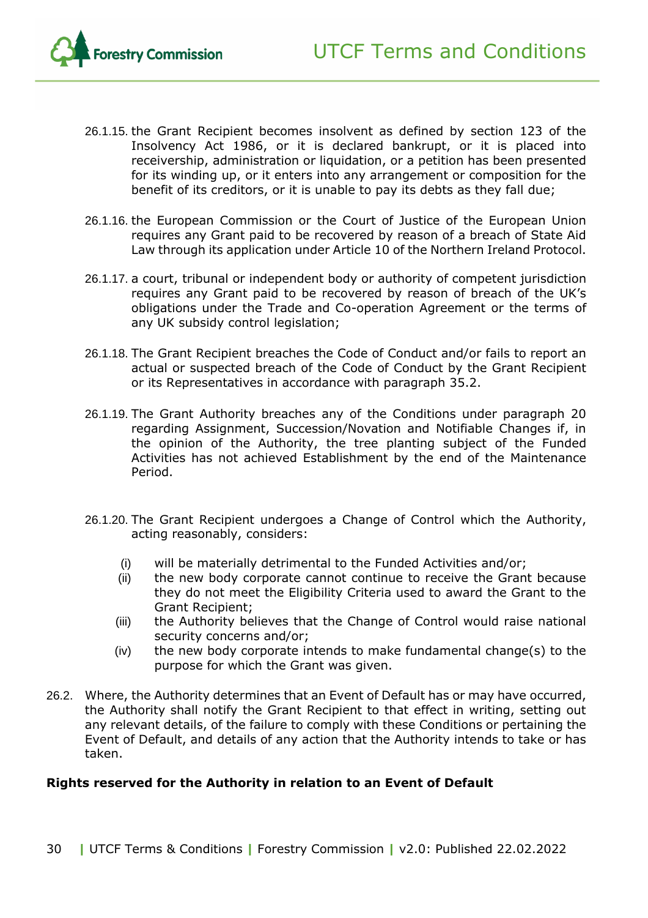26.1.15. the Grant Recipient becomes insolvent as defined by section 123 of the Insolvency Act 1986, or it is declared bankrupt, or it is placed into receivership, administration or liquidation, or a petition has been presented for its winding up, or it enters into any arrangement or composition for the benefit of its creditors, or it is unable to pay its debts as they fall due;

26.1.16. the European Commission or the Court of Justice of the European Union requires any Grant paid to be recovered by reason of a breach of State Aid Law through its application under Article 10 of the Northern Ireland Protocol.

26.1.17. a court, tribunal or independent body or authority of competent jurisdiction requires any Grant paid to be recovered by reason of breach of the UK's obligations under the Trade and Co-operation Agreement or the terms of any UK subsidy control legislation;

26.1.18. The Grant Recipient breaches the Code of Conduct and/or fails to report an actual or suspected breach of the Code of Conduct by the Grant Recipient or its Representatives in accordance with paragraph 35.2.

26.1.19. The Grant Authority breaches any of the Conditions under paragraph 20 regarding Assignment, Succession/Novation and Notifiable Changes if, in the opinion of the Authority, the tree planting subject of the Funded Activities has not achieved Establishment by the end of the Maintenance Period.

26.1.20. The Grant Recipient undergoes a Change of Control which the Authority, acting reasonably, considers:

- (i) will be materially detrimental to the Funded Activities and/or;
- (ii) the new body corporate cannot continue to receive the Grant because they do not meet the Eligibility Criteria used to award the Grant to the Grant Recipient;
- (iii) the Authority believes that the Change of Control would raise national security concerns and/or;
- (iv) the new body corporate intends to make fundamental change(s) to the purpose for which the Grant was given.

26.2. Where, the Authority determines that an Event of Default has or may have occurred, the Authority shall notify the Grant Recipient to that effect in writing, setting out any relevant details, of the failure to comply with these Conditions or pertaining the Event of Default, and details of any action that the Authority intends to take or has taken.

**Rights reserved for the Authority in relation to an Event of Default**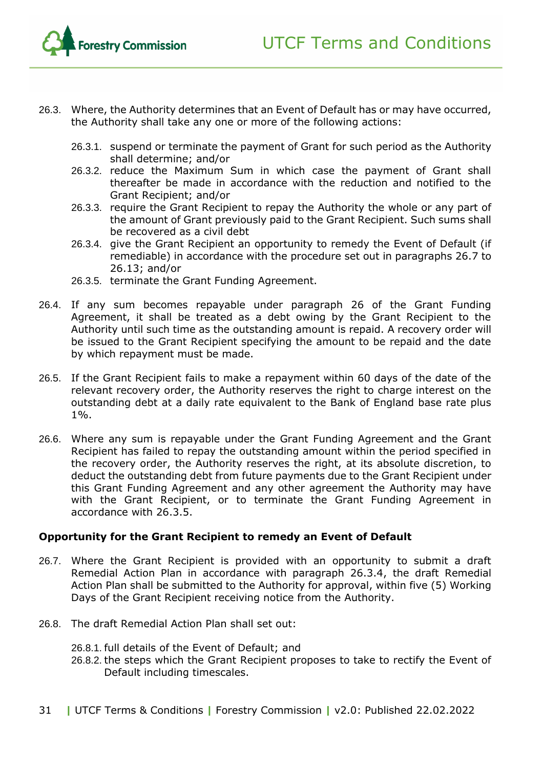26.3. Where, the Authority determines that an Event of Default has or may have occurred, the Authority shall take any one or more of the following actions:

   26.3.1. suspend or terminate the payment of Grant for such period as the Authority shall determine; and/or
   26.3.2. reduce the Maximum Sum in which case the payment of Grant shall thereafter be made in accordance with the reduction and notified to the Grant Recipient; and/or
   26.3.3. require the Grant Recipient to repay the Authority the whole or any part of the amount of Grant previously paid to the Grant Recipient. Such sums shall be recovered as a civil debt
   26.3.4. give the Grant Recipient an opportunity to remedy the Event of Default (if remediable) in accordance with the procedure set out in paragraphs 26.7 to 26.13; and/or
   26.3.5. terminate the Grant Funding Agreement.

26.4. If any sum becomes repayable under paragraph 26 of the Grant Funding Agreement, it shall be treated as a debt owing by the Grant Recipient to the Authority until such time as the outstanding amount is repaid. A recovery order will be issued to the Grant Recipient specifying the amount to be repaid and the date by which repayment must be made.

26.5. If the Grant Recipient fails to make a repayment within 60 days of the date of the relevant recovery order, the Authority reserves the right to charge interest on the outstanding debt at a daily rate equivalent to the Bank of England base rate plus 1%.

26.6. Where any sum is repayable under the Grant Funding Agreement and the Grant Recipient has failed to repay the outstanding amount within the period specified in the recovery order, the Authority reserves the right, at its absolute discretion, to deduct the outstanding debt from future payments due to the Grant Recipient under this Grant Funding Agreement and any other agreement the Authority may have with the Grant Recipient, or to terminate the Grant Funding Agreement in accordance with 26.3.5.

**Opportunity for the Grant Recipient to remedy an Event of Default**

26.7. Where the Grant Recipient is provided with an opportunity to submit a draft Remedial Action Plan in accordance with paragraph 26.3.4, the draft Remedial Action Plan shall be submitted to the Authority for approval, within five (5) Working Days of the Grant Recipient receiving notice from the Authority.

26.8. The draft Remedial Action Plan shall set out:

   26.8.1. full details of the Event of Default; and
   26.8.2. the steps which the Grant Recipient proposes to take to rectify the Event of Default including timescales.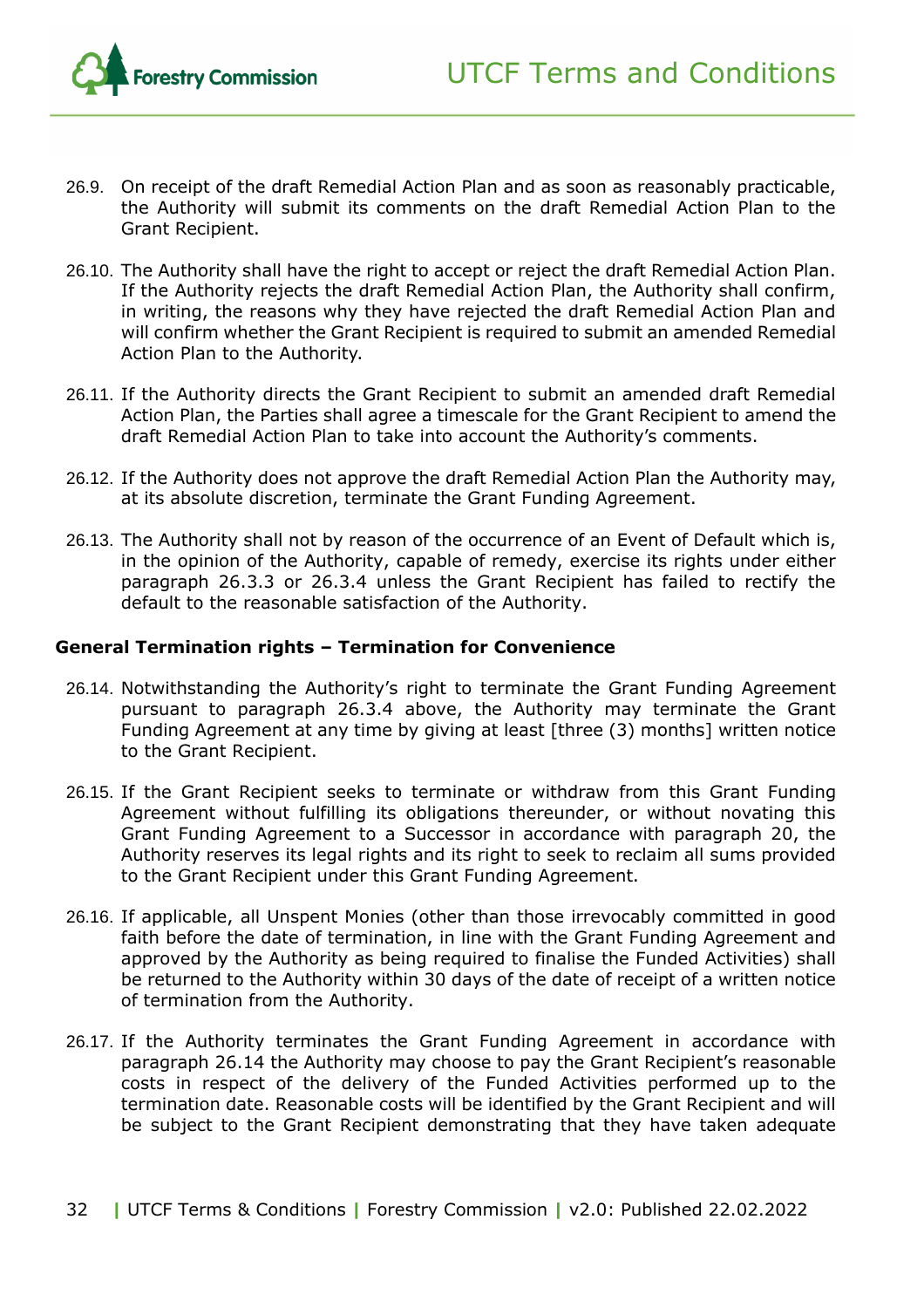26.9. On receipt of the draft Remedial Action Plan and as soon as reasonably practicable, the Authority will submit its comments on the draft Remedial Action Plan to the Grant Recipient.

26.10. The Authority shall have the right to accept or reject the draft Remedial Action Plan. If the Authority rejects the draft Remedial Action Plan, the Authority shall confirm, in writing, the reasons why they have rejected the draft Remedial Action Plan and will confirm whether the Grant Recipient is required to submit an amended Remedial Action Plan to the Authority.

26.11. If the Authority directs the Grant Recipient to submit an amended draft Remedial Action Plan, the Parties shall agree a timescale for the Grant Recipient to amend the draft Remedial Action Plan to take into account the Authority's comments.

26.12. If the Authority does not approve the draft Remedial Action Plan the Authority may, at its absolute discretion, terminate the Grant Funding Agreement.

26.13. The Authority shall not by reason of the occurrence of an Event of Default which is, in the opinion of the Authority, capable of remedy, exercise its rights under either paragraph 26.3.3 or 26.3.4 unless the Grant Recipient has failed to rectify the default to the reasonable satisfaction of the Authority.

**General Termination rights – Termination for Convenience**

26.14. Notwithstanding the Authority's right to terminate the Grant Funding Agreement pursuant to paragraph 26.3.4 above, the Authority may terminate the Grant Funding Agreement at any time by giving at least [three (3) months] written notice to the Grant Recipient.

26.15. If the Grant Recipient seeks to terminate or withdraw from this Grant Funding Agreement without fulfilling its obligations thereunder, or without novating this Grant Funding Agreement to a Successor in accordance with paragraph 20, the Authority reserves its legal rights and its right to seek to reclaim all sums provided to the Grant Recipient under this Grant Funding Agreement.

26.16. If applicable, all Unspent Monies (other than those irrevocably committed in good faith before the date of termination, in line with the Grant Funding Agreement and approved by the Authority as being required to finalise the Funded Activities) shall be returned to the Authority within 30 days of the date of receipt of a written notice of termination from the Authority.

26.17. If the Authority terminates the Grant Funding Agreement in accordance with paragraph 26.14 the Authority may choose to pay the Grant Recipient's reasonable costs in respect of the delivery of the Funded Activities performed up to the termination date. Reasonable costs will be identified by the Grant Recipient and will be subject to the Grant Recipient demonstrating that they have taken adequate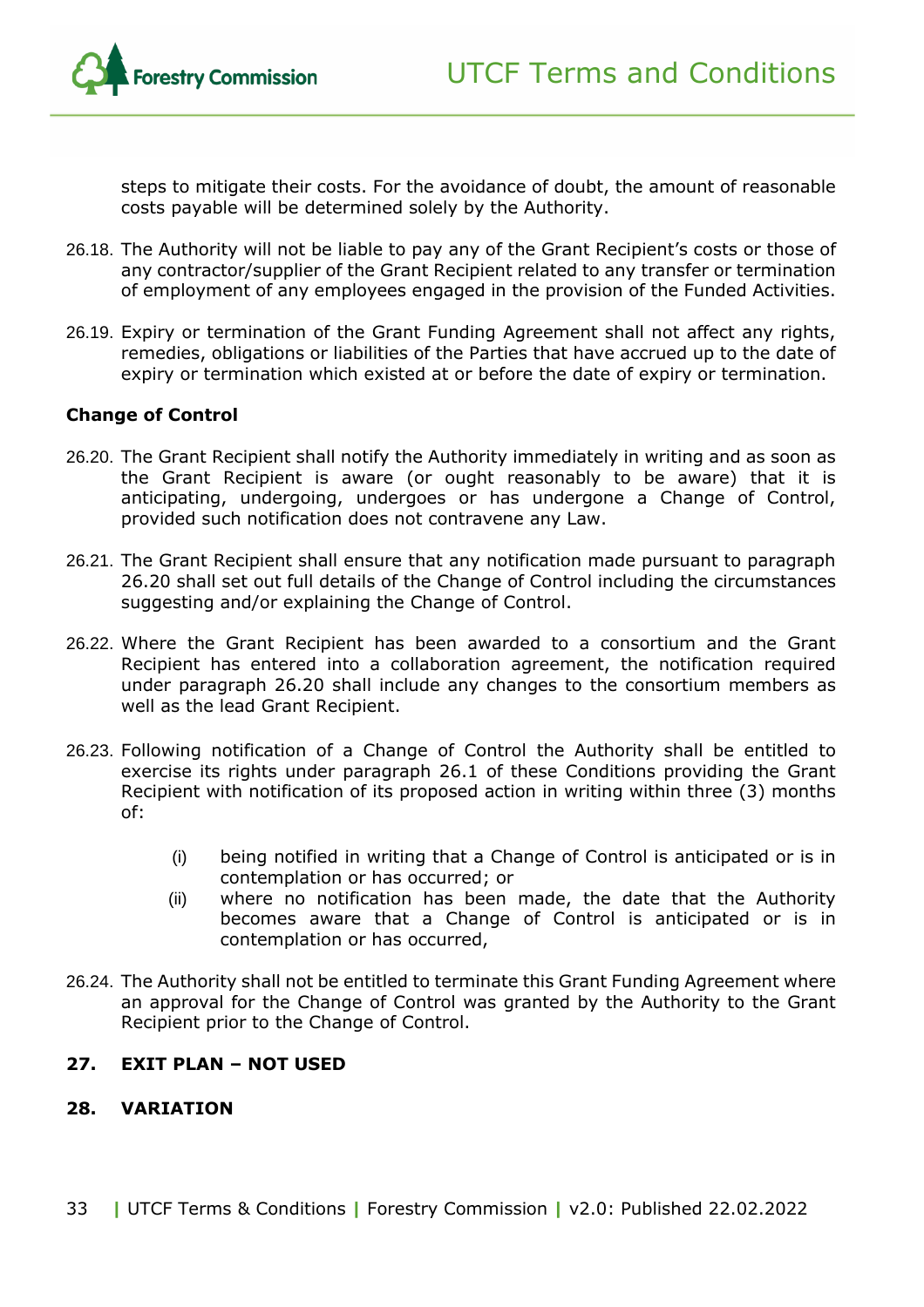steps to mitigate their costs. For the avoidance of doubt, the amount of reasonable costs payable will be determined solely by the Authority.

26.18. The Authority will not be liable to pay any of the Grant Recipient's costs or those of any contractor/supplier of the Grant Recipient related to any transfer or termination of employment of any employees engaged in the provision of the Funded Activities.

26.19. Expiry or termination of the Grant Funding Agreement shall not affect any rights, remedies, obligations or liabilities of the Parties that have accrued up to the date of expiry or termination which existed at or before the date of expiry or termination.

**Change of Control**

26.20. The Grant Recipient shall notify the Authority immediately in writing and as soon as the Grant Recipient is aware (or ought reasonably to be aware) that it is anticipating, undergoing, undergoes or has undergone a Change of Control, provided such notification does not contravene any Law.

26.21. The Grant Recipient shall ensure that any notification made pursuant to paragraph 26.20 shall set out full details of the Change of Control including the circumstances suggesting and/or explaining the Change of Control.

26.22. Where the Grant Recipient has been awarded to a consortium and the Grant Recipient has entered into a collaboration agreement, the notification required under paragraph 26.20 shall include any changes to the consortium members as well as the lead Grant Recipient.

26.23. Following notification of a Change of Control the Authority shall be entitled to exercise its rights under paragraph 26.1 of these Conditions providing the Grant Recipient with notification of its proposed action in writing within three (3) months of:

(i) being notified in writing that a Change of Control is anticipated or is in contemplation or has occurred; or

(ii) where no notification has been made, the date that the Authority becomes aware that a Change of Control is anticipated or is in contemplation or has occurred,

26.24. The Authority shall not be entitled to terminate this Grant Funding Agreement where an approval for the Change of Control was granted by the Authority to the Grant Recipient prior to the Change of Control.

## 27. EXIT PLAN – NOT USED

## 28. VARIATION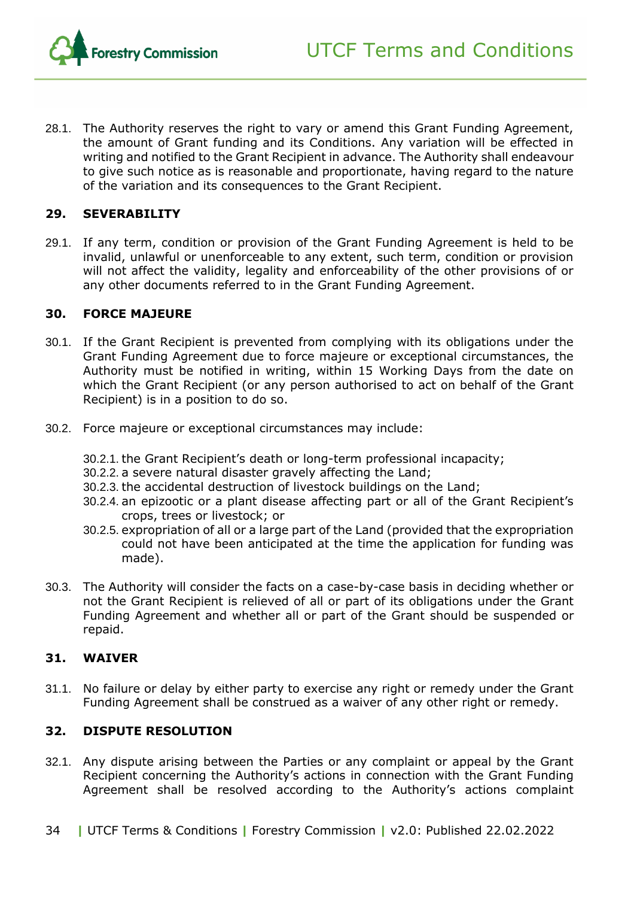28.1. The Authority reserves the right to vary or amend this Grant Funding Agreement, the amount of Grant funding and its Conditions. Any variation will be effected in writing and notified to the Grant Recipient in advance. The Authority shall endeavour to give such notice as is reasonable and proportionate, having regard to the nature of the variation and its consequences to the Grant Recipient.

## 29. SEVERABILITY

29.1. If any term, condition or provision of the Grant Funding Agreement is held to be invalid, unlawful or unenforceable to any extent, such term, condition or provision will not affect the validity, legality and enforceability of the other provisions of or any other documents referred to in the Grant Funding Agreement.

## 30. FORCE MAJEURE

30.1. If the Grant Recipient is prevented from complying with its obligations under the Grant Funding Agreement due to force majeure or exceptional circumstances, the Authority must be notified in writing, within 15 Working Days from the date on which the Grant Recipient (or any person authorised to act on behalf of the Grant Recipient) is in a position to do so.

30.2. Force majeure or exceptional circumstances may include:

30.2.1. the Grant Recipient's death or long-term professional incapacity;
30.2.2. a severe natural disaster gravely affecting the Land;
30.2.3. the accidental destruction of livestock buildings on the Land;
30.2.4. an epizootic or a plant disease affecting part or all of the Grant Recipient's crops, trees or livestock; or
30.2.5. expropriation of all or a large part of the Land (provided that the expropriation could not have been anticipated at the time the application for funding was made).

30.3. The Authority will consider the facts on a case-by-case basis in deciding whether or not the Grant Recipient is relieved of all or part of its obligations under the Grant Funding Agreement and whether all or part of the Grant should be suspended or repaid.

## 31. WAIVER

31.1. No failure or delay by either party to exercise any right or remedy under the Grant Funding Agreement shall be construed as a waiver of any other right or remedy.

## 32. DISPUTE RESOLUTION

32.1. Any dispute arising between the Parties or any complaint or appeal by the Grant Recipient concerning the Authority's actions in connection with the Grant Funding Agreement shall be resolved according to the Authority's actions complaint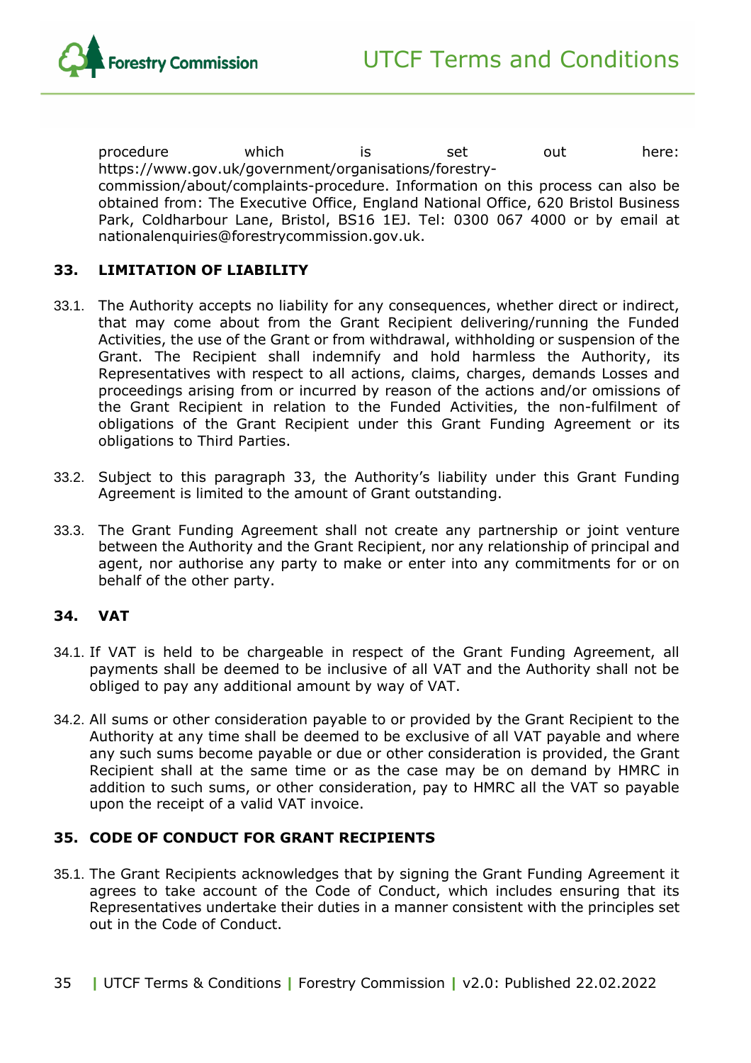procedure which is set out here: https://www.gov.uk/government/organisations/forestry-commission/about/complaints-procedure. Information on this process can also be obtained from: The Executive Office, England National Office, 620 Bristol Business Park, Coldharbour Lane, Bristol, BS16 1EJ. Tel: 0300 067 4000 or by email at nationalenquiries@forestrycommission.gov.uk.

## 33. LIMITATION OF LIABILITY

33.1. The Authority accepts no liability for any consequences, whether direct or indirect, that may come about from the Grant Recipient delivering/running the Funded Activities, the use of the Grant or from withdrawal, withholding or suspension of the Grant. The Recipient shall indemnify and hold harmless the Authority, its Representatives with respect to all actions, claims, charges, demands Losses and proceedings arising from or incurred by reason of the actions and/or omissions of the Grant Recipient in relation to the Funded Activities, the non-fulfilment of obligations of the Grant Recipient under this Grant Funding Agreement or its obligations to Third Parties.

33.2. Subject to this paragraph 33, the Authority's liability under this Grant Funding Agreement is limited to the amount of Grant outstanding.

33.3. The Grant Funding Agreement shall not create any partnership or joint venture between the Authority and the Grant Recipient, nor any relationship of principal and agent, nor authorise any party to make or enter into any commitments for or on behalf of the other party.

## 34. VAT

34.1. If VAT is held to be chargeable in respect of the Grant Funding Agreement, all payments shall be deemed to be inclusive of all VAT and the Authority shall not be obliged to pay any additional amount by way of VAT.

34.2. All sums or other consideration payable to or provided by the Grant Recipient to the Authority at any time shall be deemed to be exclusive of all VAT payable and where any such sums become payable or due or other consideration is provided, the Grant Recipient shall at the same time or as the case may be on demand by HMRC in addition to such sums, or other consideration, pay to HMRC all the VAT so payable upon the receipt of a valid VAT invoice.

## 35. CODE OF CONDUCT FOR GRANT RECIPIENTS

35.1. The Grant Recipients acknowledges that by signing the Grant Funding Agreement it agrees to take account of the Code of Conduct, which includes ensuring that its Representatives undertake their duties in a manner consistent with the principles set out in the Code of Conduct.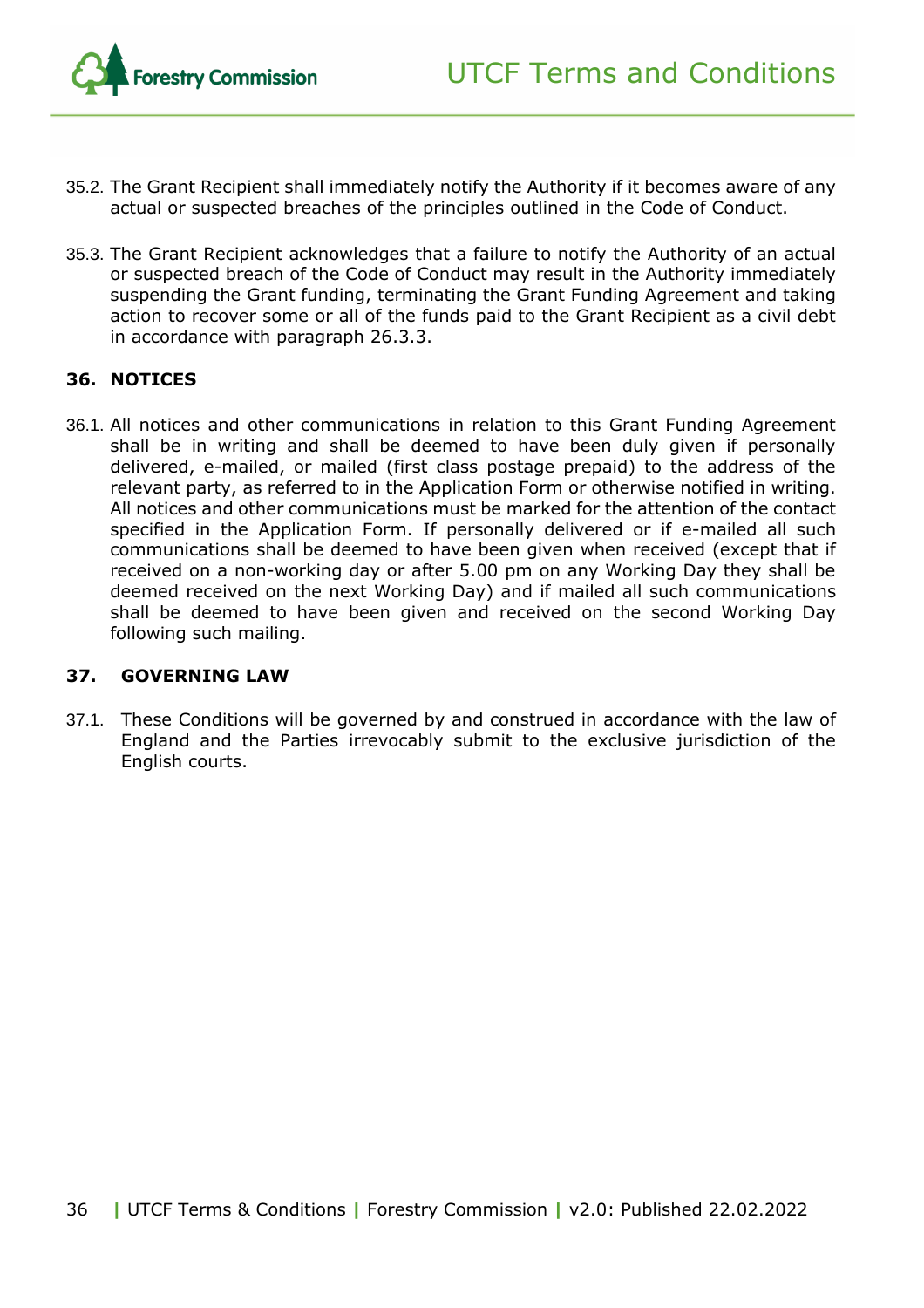35.2. The Grant Recipient shall immediately notify the Authority if it becomes aware of any actual or suspected breaches of the principles outlined in the Code of Conduct.

35.3. The Grant Recipient acknowledges that a failure to notify the Authority of an actual or suspected breach of the Code of Conduct may result in the Authority immediately suspending the Grant funding, terminating the Grant Funding Agreement and taking action to recover some or all of the funds paid to the Grant Recipient as a civil debt in accordance with paragraph 26.3.3.

## 36. NOTICES

36.1. All notices and other communications in relation to this Grant Funding Agreement shall be in writing and shall be deemed to have been duly given if personally delivered, e-mailed, or mailed (first class postage prepaid) to the address of the relevant party, as referred to in the Application Form or otherwise notified in writing. All notices and other communications must be marked for the attention of the contact specified in the Application Form. If personally delivered or if e-mailed all such communications shall be deemed to have been given when received (except that if received on a non-working day or after 5.00 pm on any Working Day they shall be deemed received on the next Working Day) and if mailed all such communications shall be deemed to have been given and received on the second Working Day following such mailing.

## 37. GOVERNING LAW

37.1. These Conditions will be governed by and construed in accordance with the law of England and the Parties irrevocably submit to the exclusive jurisdiction of the English courts.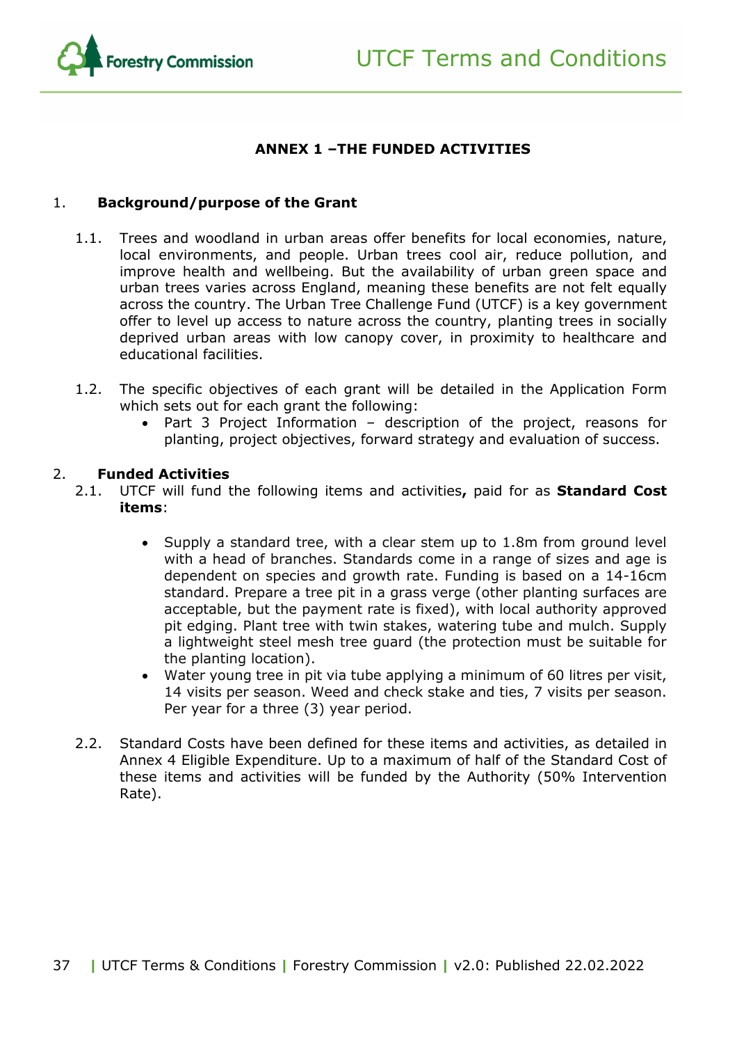# ANNEX 1 –THE FUNDED ACTIVITIES

## 1. Background/purpose of the Grant

1.1. Trees and woodland in urban areas offer benefits for local economies, nature, local environments, and people. Urban trees cool air, reduce pollution, and improve health and wellbeing. But the availability of urban green space and urban trees varies across England, meaning these benefits are not felt equally across the country. The Urban Tree Challenge Fund (UTCF) is a key government offer to level up access to nature across the country, planting trees in socially deprived urban areas with low canopy cover, in proximity to healthcare and educational facilities.

1.2. The specific objectives of each grant will be detailed in the Application Form which sets out for each grant the following:

- Part 3 Project Information – description of the project, reasons for planting, project objectives, forward strategy and evaluation of success.

## 2. Funded Activities

2.1. UTCF will fund the following items and activities**,** paid for as **Standard Cost items**:

- Supply a standard tree, with a clear stem up to 1.8m from ground level with a head of branches. Standards come in a range of sizes and age is dependent on species and growth rate. Funding is based on a 14-16cm standard. Prepare a tree pit in a grass verge (other planting surfaces are acceptable, but the payment rate is fixed), with local authority approved pit edging. Plant tree with twin stakes, watering tube and mulch. Supply a lightweight steel mesh tree guard (the protection must be suitable for the planting location).
- Water young tree in pit via tube applying a minimum of 60 litres per visit, 14 visits per season. Weed and check stake and ties, 7 visits per season. Per year for a three (3) year period.

2.2. Standard Costs have been defined for these items and activities, as detailed in Annex 4 Eligible Expenditure. Up to a maximum of half of the Standard Cost of these items and activities will be funded by the Authority (50% Intervention Rate).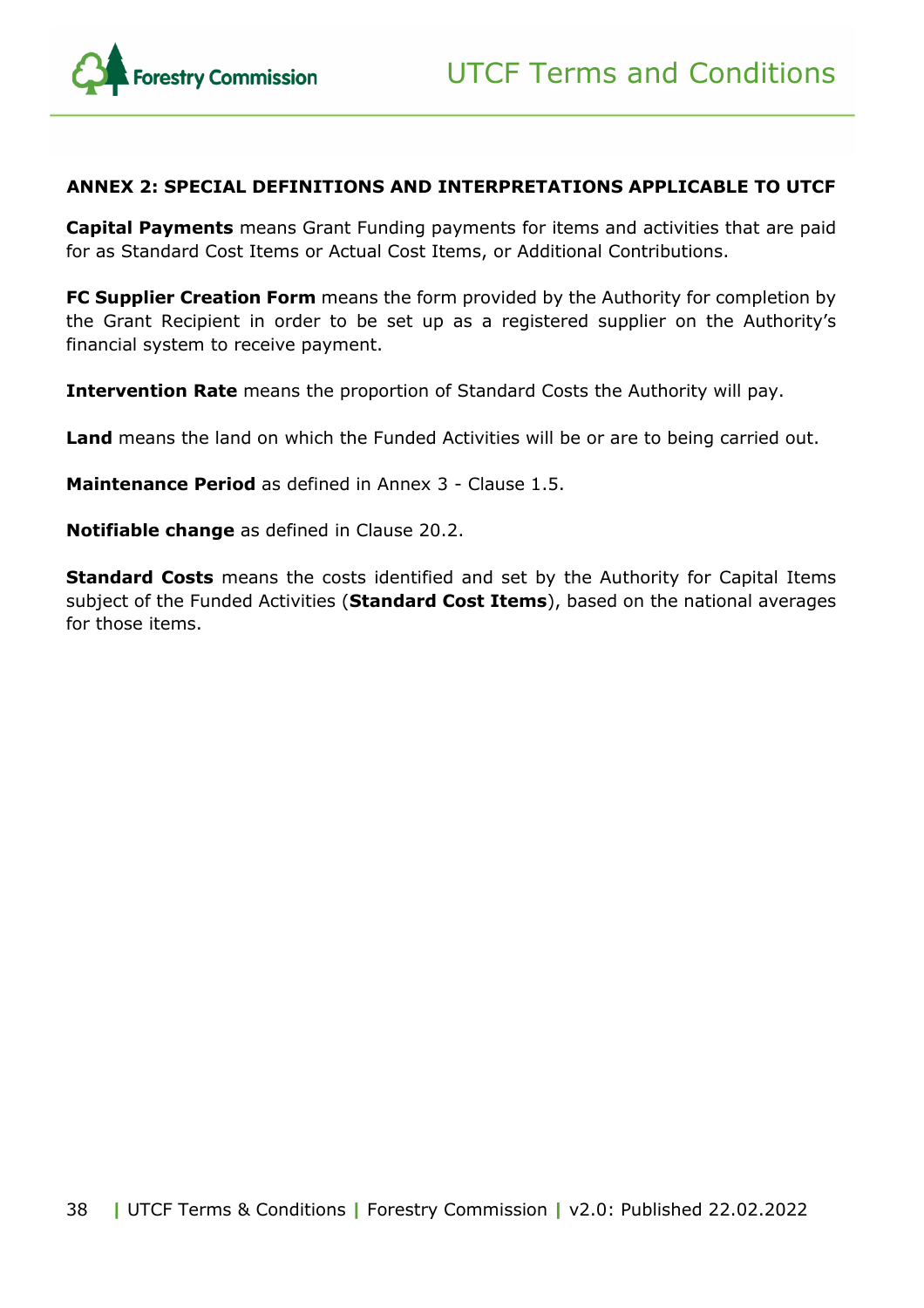## ANNEX 2: SPECIAL DEFINITIONS AND INTERPRETATIONS APPLICABLE TO UTCF

**Capital Payments** means Grant Funding payments for items and activities that are paid for as Standard Cost Items or Actual Cost Items, or Additional Contributions.

**FC Supplier Creation Form** means the form provided by the Authority for completion by the Grant Recipient in order to be set up as a registered supplier on the Authority's financial system to receive payment.

**Intervention Rate** means the proportion of Standard Costs the Authority will pay.

**Land** means the land on which the Funded Activities will be or are to being carried out.

**Maintenance Period** as defined in Annex 3 - Clause 1.5.

**Notifiable change** as defined in Clause 20.2.

**Standard Costs** means the costs identified and set by the Authority for Capital Items subject of the Funded Activities (**Standard Cost Items**), based on the national averages for those items.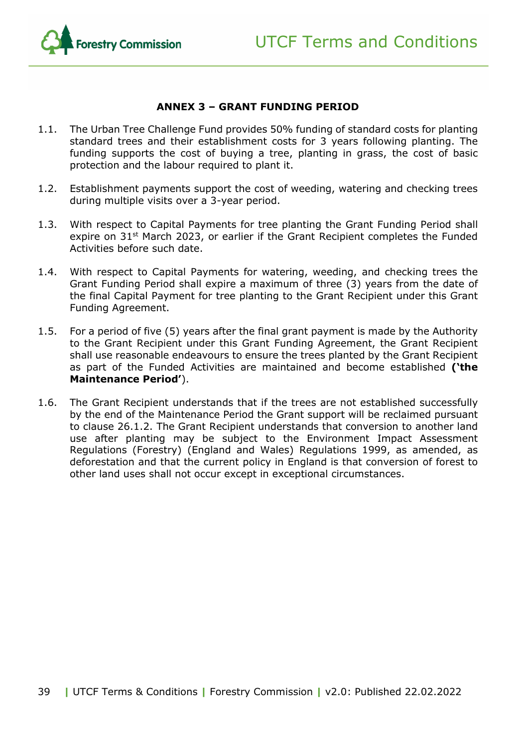## ANNEX 3 – GRANT FUNDING PERIOD

1.1. The Urban Tree Challenge Fund provides 50% funding of standard costs for planting standard trees and their establishment costs for 3 years following planting. The funding supports the cost of buying a tree, planting in grass, the cost of basic protection and the labour required to plant it.

1.2. Establishment payments support the cost of weeding, watering and checking trees during multiple visits over a 3-year period.

1.3. With respect to Capital Payments for tree planting the Grant Funding Period shall expire on 31st March 2023, or earlier if the Grant Recipient completes the Funded Activities before such date.

1.4. With respect to Capital Payments for watering, weeding, and checking trees the Grant Funding Period shall expire a maximum of three (3) years from the date of the final Capital Payment for tree planting to the Grant Recipient under this Grant Funding Agreement.

1.5. For a period of five (5) years after the final grant payment is made by the Authority to the Grant Recipient under this Grant Funding Agreement, the Grant Recipient shall use reasonable endeavours to ensure the trees planted by the Grant Recipient as part of the Funded Activities are maintained and become established **('the Maintenance Period'**).

1.6. The Grant Recipient understands that if the trees are not established successfully by the end of the Maintenance Period the Grant support will be reclaimed pursuant to clause 26.1.2. The Grant Recipient understands that conversion to another land use after planting may be subject to the Environment Impact Assessment Regulations (Forestry) (England and Wales) Regulations 1999, as amended, as deforestation and that the current policy in England is that conversion of forest to other land uses shall not occur except in exceptional circumstances.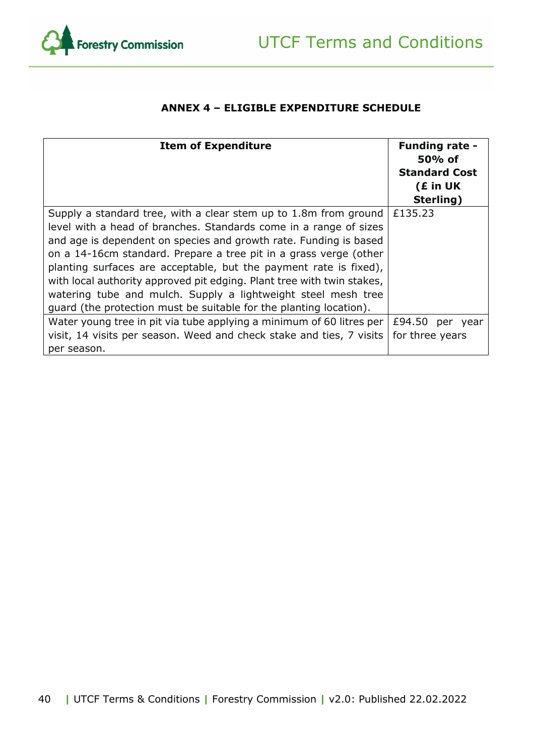## ANNEX 4 – ELIGIBLE EXPENDITURE SCHEDULE

| Item of Expenditure | Funding rate - 50% of Standard Cost (£ in UK Sterling) |
|---|---|
| Supply a standard tree, with a clear stem up to 1.8m from ground level with a head of branches. Standards come in a range of sizes and age is dependent on species and growth rate. Funding is based on a 14-16cm standard. Prepare a tree pit in a grass verge (other planting surfaces are acceptable, but the payment rate is fixed), with local authority approved pit edging. Plant tree with twin stakes, watering tube and mulch. Supply a lightweight steel mesh tree guard (the protection must be suitable for the planting location). | £135.23 |
| Water young tree in pit via tube applying a minimum of 60 litres per visit, 14 visits per season. Weed and check stake and ties, 7 visits per season. | £94.50 per year for three years |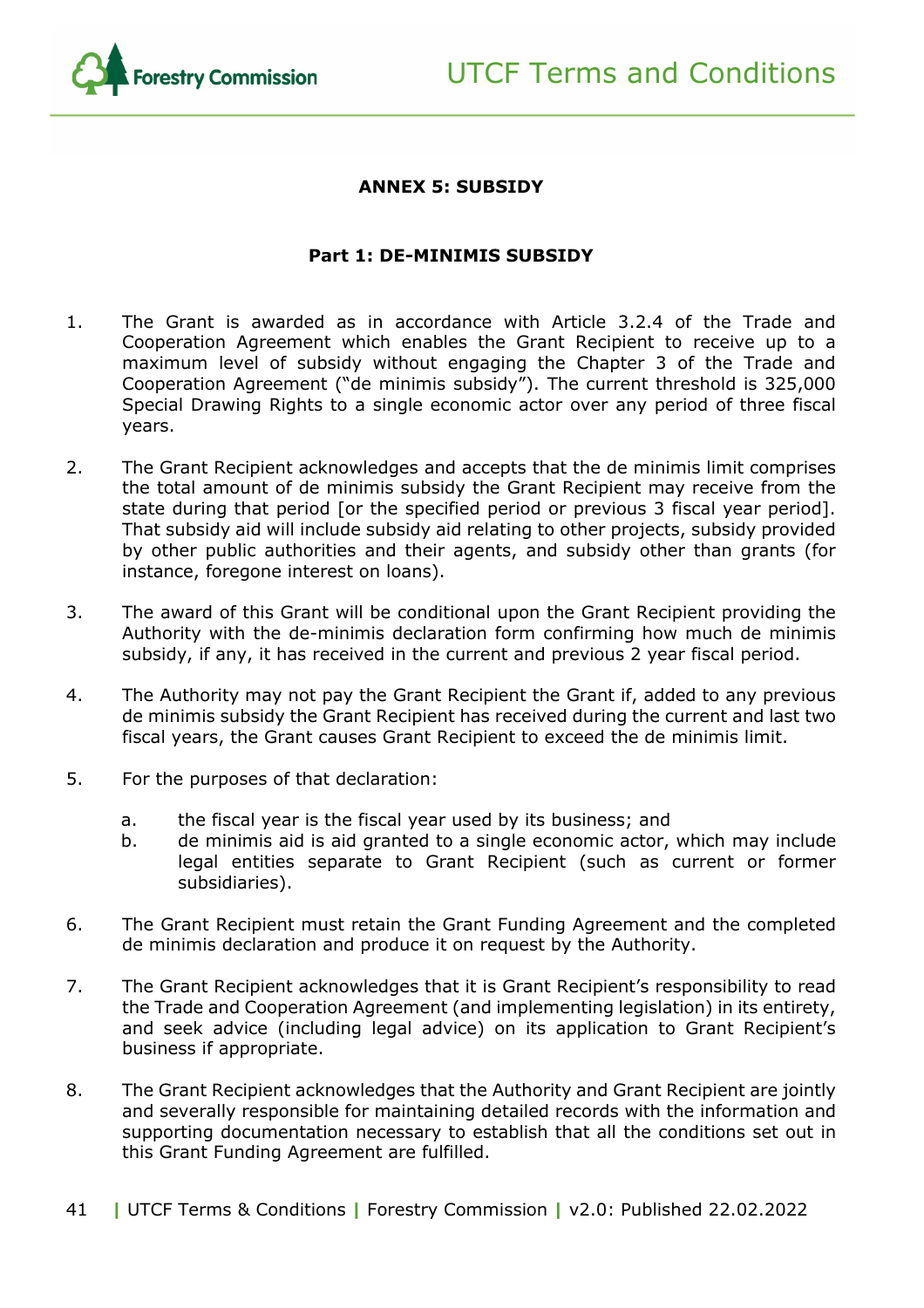## ANNEX 5: SUBSIDY

### Part 1: DE-MINIMIS SUBSIDY

1. The Grant is awarded as in accordance with Article 3.2.4 of the Trade and Cooperation Agreement which enables the Grant Recipient to receive up to a maximum level of subsidy without engaging the Chapter 3 of the Trade and Cooperation Agreement ("de minimis subsidy"). The current threshold is 325,000 Special Drawing Rights to a single economic actor over any period of three fiscal years.

2. The Grant Recipient acknowledges and accepts that the de minimis limit comprises the total amount of de minimis subsidy the Grant Recipient may receive from the state during that period [or the specified period or previous 3 fiscal year period]. That subsidy aid will include subsidy aid relating to other projects, subsidy provided by other public authorities and their agents, and subsidy other than grants (for instance, foregone interest on loans).

3. The award of this Grant will be conditional upon the Grant Recipient providing the Authority with the de-minimis declaration form confirming how much de minimis subsidy, if any, it has received in the current and previous 2 year fiscal period.

4. The Authority may not pay the Grant Recipient the Grant if, added to any previous de minimis subsidy the Grant Recipient has received during the current and last two fiscal years, the Grant causes Grant Recipient to exceed the de minimis limit.

5. For the purposes of that declaration:

   a. the fiscal year is the fiscal year used by its business; and
   b. de minimis aid is aid granted to a single economic actor, which may include legal entities separate to Grant Recipient (such as current or former subsidiaries).

6. The Grant Recipient must retain the Grant Funding Agreement and the completed de minimis declaration and produce it on request by the Authority.

7. The Grant Recipient acknowledges that it is Grant Recipient's responsibility to read the Trade and Cooperation Agreement (and implementing legislation) in its entirety, and seek advice (including legal advice) on its application to Grant Recipient's business if appropriate.

8. The Grant Recipient acknowledges that the Authority and Grant Recipient are jointly and severally responsible for maintaining detailed records with the information and supporting documentation necessary to establish that all the conditions set out in this Grant Funding Agreement are fulfilled.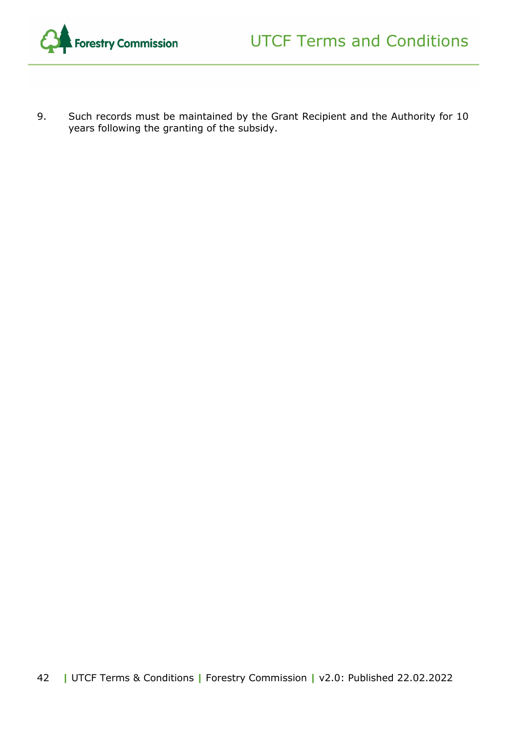9. Such records must be maintained by the Grant Recipient and the Authority for 10 years following the granting of the subsidy.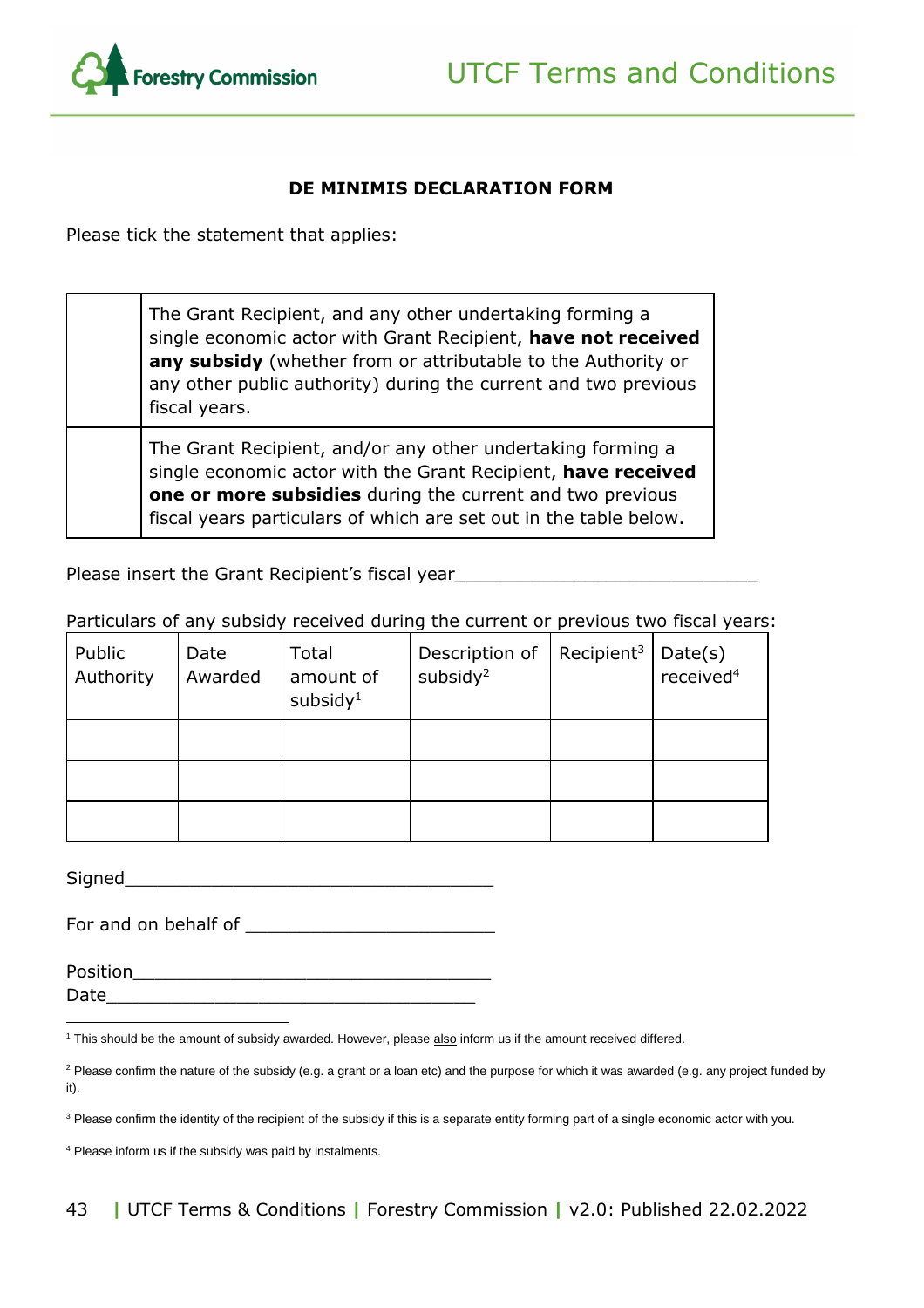## DE MINIMIS DECLARATION FORM

Please tick the statement that applies:

| | |
|---|---|
| | The Grant Recipient, and any other undertaking forming a single economic actor with Grant Recipient, **have not received any subsidy** (whether from or attributable to the Authority or any other public authority) during the current and two previous fiscal years. |
| | The Grant Recipient, and/or any other undertaking forming a single economic actor with the Grant Recipient, **have received one or more subsidies** during the current and two previous fiscal years particulars of which are set out in the table below. |

Please insert the Grant Recipient's fiscal year___________________________

Particulars of any subsidy received during the current or previous two fiscal years:

| Public Authority | Date Awarded | Total amount of subsidy[1] | Description of subsidy[2] | Recipient[3] | Date(s) received[4] |
|---|---|---|---|---|---|
| | | | | | |
| | | | | | |
| | | | | | |

Signed__________________________________

For and on behalf of ______________________

Position_________________________________

Date__________________________________

[1] This should be the amount of subsidy awarded. However, please also inform us if the amount received differed.

[2] Please confirm the nature of the subsidy (e.g. a grant or a loan etc) and the purpose for which it was awarded (e.g. any project funded by it).

[3] Please confirm the identity of the recipient of the subsidy if this is a separate entity forming part of a single economic actor with you.

[4] Please inform us if the subsidy was paid by instalments.